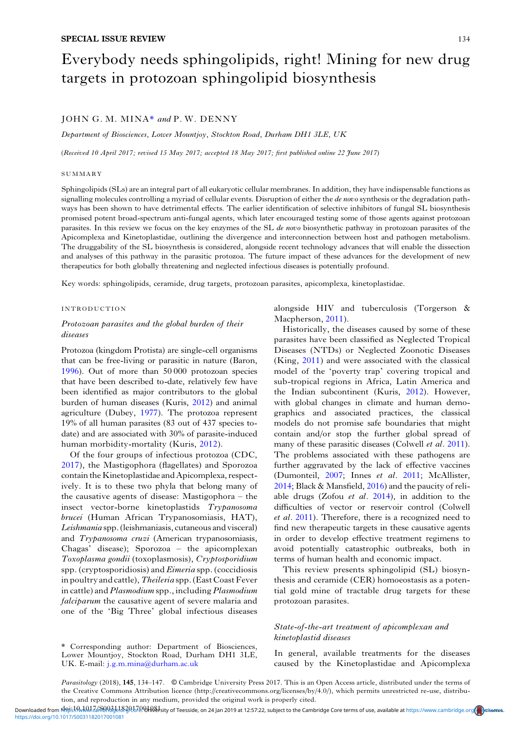SPECIAL ISSUE REVIEW

# Everybody needs sphingolipids, right! Mining for new drug targets in protozoan sphingolipid biosynthesis

JOHN G. M. MINA* and P. W. DENNY

*Department of Biosciences, Lower Mountjoy, Stockton Road, Durham DH1 3LE, UK*

(*Received 10 April 2017; revised 15 May 2017; accepted 18 May 2017; first published online 22 June 2017*)

## SUMMARY

Sphingolipids (SLs) are an integral part of all eukaryotic cellular membranes. In addition, they have indispensable functions as signalling molecules controlling a myriad of cellular events. Disruption of either the *de novo* synthesis or the degradation pathways has been shown to have detrimental effects. The earlier identification of selective inhibitors of fungal SL biosynthesis promised potent broad-spectrum anti-fungal agents, which later encouraged testing some of those agents against protozoan parasites. In this review we focus on the key enzymes of the SL *de novo* biosynthetic pathway in protozoan parasites of the Apicomplexa and Kinetoplastidae, outlining the divergence and interconnection between host and pathogen metabolism. The druggability of the SL biosynthesis is considered, alongside recent technology advances that will enable the dissection and analyses of this pathway in the parasitic protozoa. The future impact of these advances for the development of new therapeutics for both globally threatening and neglected infectious diseases is potentially profound.

Key words: sphingolipids, ceramide, drug targets, protozoan parasites, apicomplexa, kinetoplastidae.

## INTRODUCTION

### *Protozoan parasites and the global burden of their diseases*

Protozoa (kingdom Protista) are single-cell organisms that can be free-living or parasitic in nature (Baron, 1996). Out of more than 50 000 protozoan species that have been described to-date, relatively few have been identified as major contributors to the global burden of human diseases (Kuris, 2012) and animal agriculture (Dubey, 1977). The protozoa represent 19% of all human parasites (83 out of 437 species to-date) and are associated with 30% of parasite-induced human morbidity-mortality (Kuris, 2012).

Of the four groups of infectious protozoa (CDC, 2017), the Mastigophora (flagellates) and Sporozoa contain the Kinetoplastidae and Apicomplexa, respectively. It is to these two phyla that belong many of the causative agents of disease: Mastigophora – the insect vector-borne kinetoplastids *Trypanosoma brucei* (Human African Trypanosomiasis, HAT), *Leishmania* spp. (leishmaniasis, cutaneous and visceral) and *Trypanosoma cruzi* (American trypanosomiasis, Chagas' disease); Sporozoa – the apicomplexan *Toxoplasma gondii* (toxoplasmosis), *Cryptosporidium* spp. (cryptosporidiosis) and *Eimeria* spp. (coccidiosis in poultry and cattle), *Theileria* spp. (East Coast Fever in cattle) and *Plasmodium* spp., including *Plasmodium falciparum* the causative agent of severe malaria and one of the 'Big Three' global infectious diseases alongside HIV and tuberculosis (Torgerson & Macpherson, 2011).

Historically, the diseases caused by some of these parasites have been classified as Neglected Tropical Diseases (NTDs) or Neglected Zoonotic Diseases (King, 2011) and were associated with the classical model of the 'poverty trap' covering tropical and sub-tropical regions in Africa, Latin America and the Indian subcontinent (Kuris, 2012). However, with global changes in climate and human demographics and associated practices, the classical models do not promise safe boundaries that might contain and/or stop the further global spread of many of these parasitic diseases (Colwell *et al*. 2011). The problems associated with these pathogens are further aggravated by the lack of effective vaccines (Dumonteil, 2007; Innes *et al*. 2011; McAllister, 2014; Black & Mansfield, 2016) and the paucity of reliable drugs (Zofou *et al*. 2014), in addition to the difficulties of vector or reservoir control (Colwell *et al*. 2011). Therefore, there is a recognized need to find new therapeutic targets in these causative agents in order to develop effective treatment regimens to avoid potentially catastrophic outbreaks, both in terms of human health and economic impact.

This review presents sphingolipid (SL) biosynthesis and ceramide (CER) homoeostasis as a potential gold mine of tractable drug targets for these protozoan parasites.

### *State-of-the-art treatment of apicomplexan and kinetoplastid diseases*

In general, available treatments for the diseases caused by the Kinetoplastidae and Apicomplexa

\* Corresponding author: Department of Biosciences, Lower Mountjoy, Stockton Road, Durham DH1 3LE, UK. E-mail: j.g.m.mina@durham.ac.uk

*Parasitology* (2018), **145**, 134–147. © Cambridge University Press 2017. This is an Open Access article, distributed under the terms of the Creative Commons Attribution licence (http://creativecommons.org/licenses/by/4.0/), which permits unrestricted re-use, distribution, and reproduction in any medium, provided the original work is properly cited.
doi:10.1017/S0031182017001081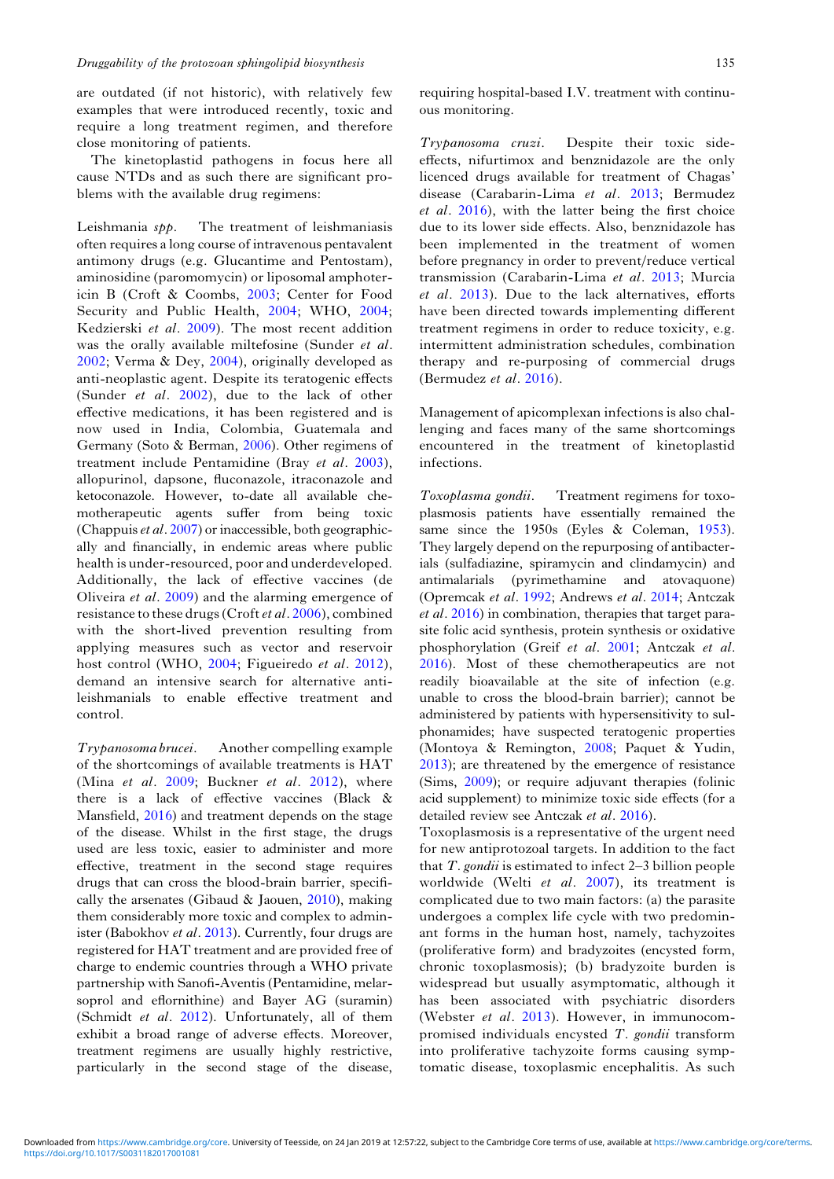are outdated (if not historic), with relatively few examples that were introduced recently, toxic and require a long treatment regimen, and therefore close monitoring of patients.

The kinetoplastid pathogens in focus here all cause NTDs and as such there are significant problems with the available drug regimens:

*Leishmania spp.* The treatment of leishmaniasis often requires a long course of intravenous pentavalent antimony drugs (e.g. Glucantime and Pentostam), aminosidine (paromomycin) or liposomal amphotericin B (Croft & Coombs, 2003; Center for Food Security and Public Health, 2004; WHO, 2004; Kedzierski *et al.* 2009). The most recent addition was the orally available miltefosine (Sunder *et al.* 2002; Verma & Dey, 2004), originally developed as anti-neoplastic agent. Despite its teratogenic effects (Sunder *et al.* 2002), due to the lack of other effective medications, it has been registered and is now used in India, Colombia, Guatemala and Germany (Soto & Berman, 2006). Other regimens of treatment include Pentamidine (Bray *et al.* 2003), allopurinol, dapsone, fluconazole, itraconazole and ketoconazole. However, to-date all available chemotherapeutic agents suffer from being toxic (Chappuis *et al.* 2007) or inaccessible, both geographically and financially, in endemic areas where public health is under-resourced, poor and underdeveloped. Additionally, the lack of effective vaccines (de Oliveira *et al.* 2009) and the alarming emergence of resistance to these drugs (Croft *et al.* 2006), combined with the short-lived prevention resulting from applying measures such as vector and reservoir host control (WHO, 2004; Figueiredo *et al.* 2012), demand an intensive search for alternative anti-leishmanials to enable effective treatment and control.

*Trypanosoma brucei.* Another compelling example of the shortcomings of available treatments is HAT (Mina *et al.* 2009; Buckner *et al.* 2012), where there is a lack of effective vaccines (Black & Mansfield, 2016) and treatment depends on the stage of the disease. Whilst in the first stage, the drugs used are less toxic, easier to administer and more effective, treatment in the second stage requires drugs that can cross the blood-brain barrier, specifically the arsenates (Gibaud & Jaouen, 2010), making them considerably more toxic and complex to administer (Babokhov *et al.* 2013). Currently, four drugs are registered for HAT treatment and are provided free of charge to endemic countries through a WHO private partnership with Sanofi-Aventis (Pentamidine, melarsoprol and eflornithine) and Bayer AG (suramin) (Schmidt *et al.* 2012). Unfortunately, all of them exhibit a broad range of adverse effects. Moreover, treatment regimens are usually highly restrictive, particularly in the second stage of the disease, requiring hospital-based I.V. treatment with continuous monitoring.

*Trypanosoma cruzi.* Despite their toxic side-effects, nifurtimox and benznidazole are the only licenced drugs available for treatment of Chagas' disease (Carabarin-Lima *et al.* 2013; Bermudez *et al.* 2016), with the latter being the first choice due to its lower side effects. Also, benznidazole has been implemented in the treatment of women before pregnancy in order to prevent/reduce vertical transmission (Carabarin-Lima *et al.* 2013; Murcia *et al.* 2013). Due to the lack alternatives, efforts have been directed towards implementing different treatment regimens in order to reduce toxicity, e.g. intermittent administration schedules, combination therapy and re-purposing of commercial drugs (Bermudez *et al.* 2016).

Management of apicomplexan infections is also challenging and faces many of the same shortcomings encountered in the treatment of kinetoplastid infections.

*Toxoplasma gondii.* Treatment regimens for toxoplasmosis patients have essentially remained the same since the 1950s (Eyles & Coleman, 1953). They largely depend on the repurposing of antibacterials (sulfadiazine, spiramycin and clindamycin) and antimalarials (pyrimethamine and atovaquone) (Opremcak *et al.* 1992; Andrews *et al.* 2014; Antczak *et al.* 2016) in combination, therapies that target parasite folic acid synthesis, protein synthesis or oxidative phosphorylation (Greif *et al.* 2001; Antczak *et al.* 2016). Most of these chemotherapeutics are not readily bioavailable at the site of infection (e.g. unable to cross the blood-brain barrier); cannot be administered by patients with hypersensitivity to sulphonamides; have suspected teratogenic properties (Montoya & Remington, 2008; Paquet & Yudin, 2013); are threatened by the emergence of resistance (Sims, 2009); or require adjuvant therapies (folinic acid supplement) to minimize toxic side effects (for a detailed review see Antczak *et al.* 2016).

Toxoplasmosis is a representative of the urgent need for new antiprotozoal targets. In addition to the fact that *T. gondii* is estimated to infect 2–3 billion people worldwide (Welti *et al.* 2007), its treatment is complicated due to two main factors: (a) the parasite undergoes a complex life cycle with two predominant forms in the human host, namely, tachyzoites (proliferative form) and bradyzoites (encysted form, chronic toxoplasmosis); (b) bradyzoite burden is widespread but usually asymptomatic, although it has been associated with psychiatric disorders (Webster *et al.* 2013). However, in immunocompromised individuals encysted *T. gondii* transform into proliferative tachyzoite forms causing symptomatic disease, toxoplasmic encephalitis. As such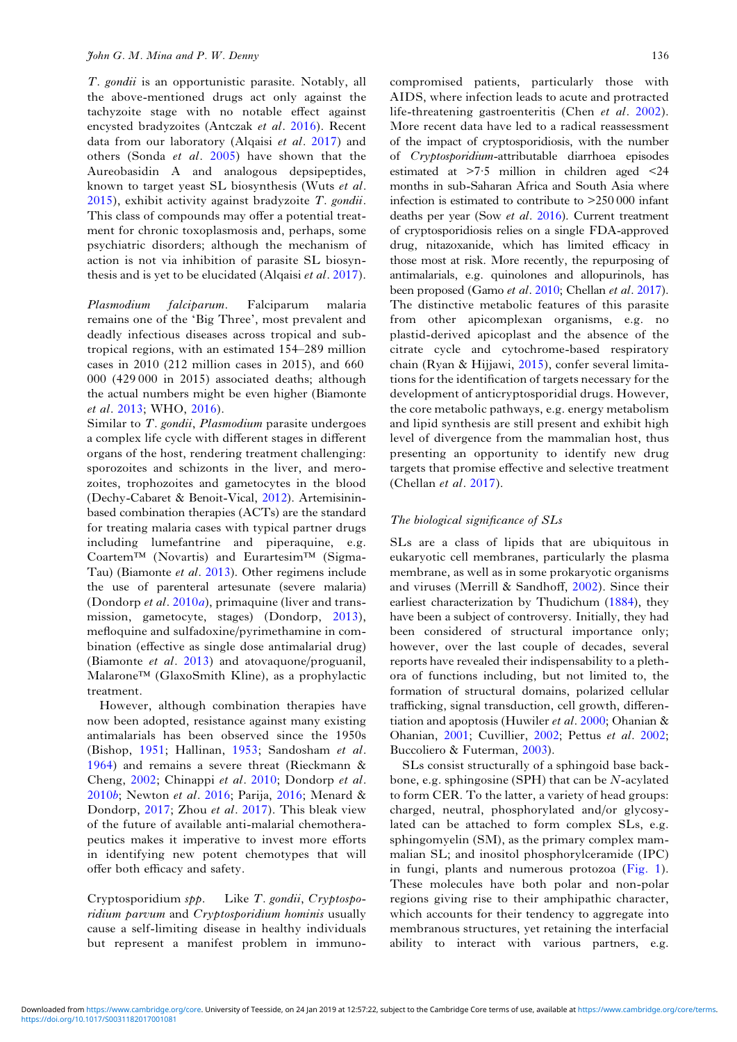*T. gondii* is an opportunistic parasite. Notably, all the above-mentioned drugs act only against the tachyzoite stage with no notable effect against encysted bradyzoites (Antczak *et al*. 2016). Recent data from our laboratory (Alqaisi *et al*. 2017) and others (Sonda *et al*. 2005) have shown that the Aureobasidin A and analogous depsipeptides, known to target yeast SL biosynthesis (Wuts *et al*. 2015), exhibit activity against bradyzoite *T. gondii*. This class of compounds may offer a potential treatment for chronic toxoplasmosis and, perhaps, some psychiatric disorders; although the mechanism of action is not via inhibition of parasite SL biosynthesis and is yet to be elucidated (Alqaisi *et al*. 2017).

*Plasmodium falciparum*. Falciparum malaria remains one of the 'Big Three', most prevalent and deadly infectious diseases across tropical and subtropical regions, with an estimated 154–289 million cases in 2010 (212 million cases in 2015), and 660 000 (429 000 in 2015) associated deaths; although the actual numbers might be even higher (Biamonte *et al*. 2013; WHO, 2016).

Similar to *T. gondii*, *Plasmodium* parasite undergoes a complex life cycle with different stages in different organs of the host, rendering treatment challenging: sporozoites and schizonts in the liver, and merozoites, trophozoites and gametocytes in the blood (Dechy-Cabaret & Benoit-Vical, 2012). Artemisinin-based combination therapies (ACTs) are the standard for treating malaria cases with typical partner drugs including lumefantrine and piperaquine, e.g. Coartem™ (Novartis) and Eurartesim™ (Sigma-Tau) (Biamonte *et al*. 2013). Other regimens include the use of parenteral artesunate (severe malaria) (Dondorp *et al*. 2010*a*), primaquine (liver and transmission, gametocyte, stages) (Dondorp, 2013), mefloquine and sulfadoxine/pyrimethamine in combination (effective as single dose antimalarial drug) (Biamonte *et al*. 2013) and atovaquone/proguanil, Malarone™ (GlaxoSmith Kline), as a prophylactic treatment.

However, although combination therapies have now been adopted, resistance against many existing antimalarials has been observed since the 1950s (Bishop, 1951; Hallinan, 1953; Sandosham *et al*. 1964) and remains a severe threat (Rieckmann & Cheng, 2002; Chinappi *et al*. 2010; Dondorp *et al*. 2010*b*; Newton *et al*. 2016; Parija, 2016; Menard & Dondorp, 2017; Zhou *et al*. 2017). This bleak view of the future of available anti-malarial chemotherapeutics makes it imperative to invest more efforts in identifying new potent chemotypes that will offer both efficacy and safety.

*Cryptosporidium spp*. Like *T. gondii*, *Cryptosporidium parvum* and *Cryptosporidium hominis* usually cause a self-limiting disease in healthy individuals but represent a manifest problem in immunocompromised patients, particularly those with AIDS, where infection leads to acute and protracted life-threatening gastroenteritis (Chen *et al*. 2002). More recent data have led to a radical reassessment of the impact of cryptosporidiosis, with the number of *Cryptosporidium*-attributable diarrhoea episodes estimated at >7·5 million in children aged <24 months in sub-Saharan Africa and South Asia where infection is estimated to contribute to >250 000 infant deaths per year (Sow *et al*. 2016). Current treatment of cryptosporidiosis relies on a single FDA-approved drug, nitazoxanide, which has limited efficacy in those most at risk. More recently, the repurposing of antimalarials, e.g. quinolones and allopurinols, has been proposed (Gamo *et al*. 2010; Chellan *et al*. 2017). The distinctive metabolic features of this parasite from other apicomplexan organisms, e.g. no plastid-derived apicoplast and the absence of the citrate cycle and cytochrome-based respiratory chain (Ryan & Hijjawi, 2015), confer several limitations for the identification of targets necessary for the development of anticryptosporidial drugs. However, the core metabolic pathways, e.g. energy metabolism and lipid synthesis are still present and exhibit high level of divergence from the mammalian host, thus presenting an opportunity to identify new drug targets that promise effective and selective treatment (Chellan *et al*. 2017).

### *The biological significance of SLs*

SLs are a class of lipids that are ubiquitous in eukaryotic cell membranes, particularly the plasma membrane, as well as in some prokaryotic organisms and viruses (Merrill & Sandhoff, 2002). Since their earliest characterization by Thudichum (1884), they have been a subject of controversy. Initially, they had been considered of structural importance only; however, over the last couple of decades, several reports have revealed their indispensability to a plethora of functions including, but not limited to, the formation of structural domains, polarized cellular trafficking, signal transduction, cell growth, differentiation and apoptosis (Huwiler *et al*. 2000; Ohanian & Ohanian, 2001; Cuvillier, 2002; Pettus *et al*. 2002; Buccoliero & Futerman, 2003).

SLs consist structurally of a sphingoid base backbone, e.g. sphingosine (SPH) that can be *N*-acylated to form CER. To the latter, a variety of head groups: charged, neutral, phosphorylated and/or glycosylated can be attached to form complex SLs, e.g. sphingomyelin (SM), as the primary complex mammalian SL; and inositol phosphorylceramide (IPC) in fungi, plants and numerous protozoa (Fig. 1). These molecules have both polar and non-polar regions giving rise to their amphipathic character, which accounts for their tendency to aggregate into membranous structures, yet retaining the interfacial ability to interact with various partners, e.g.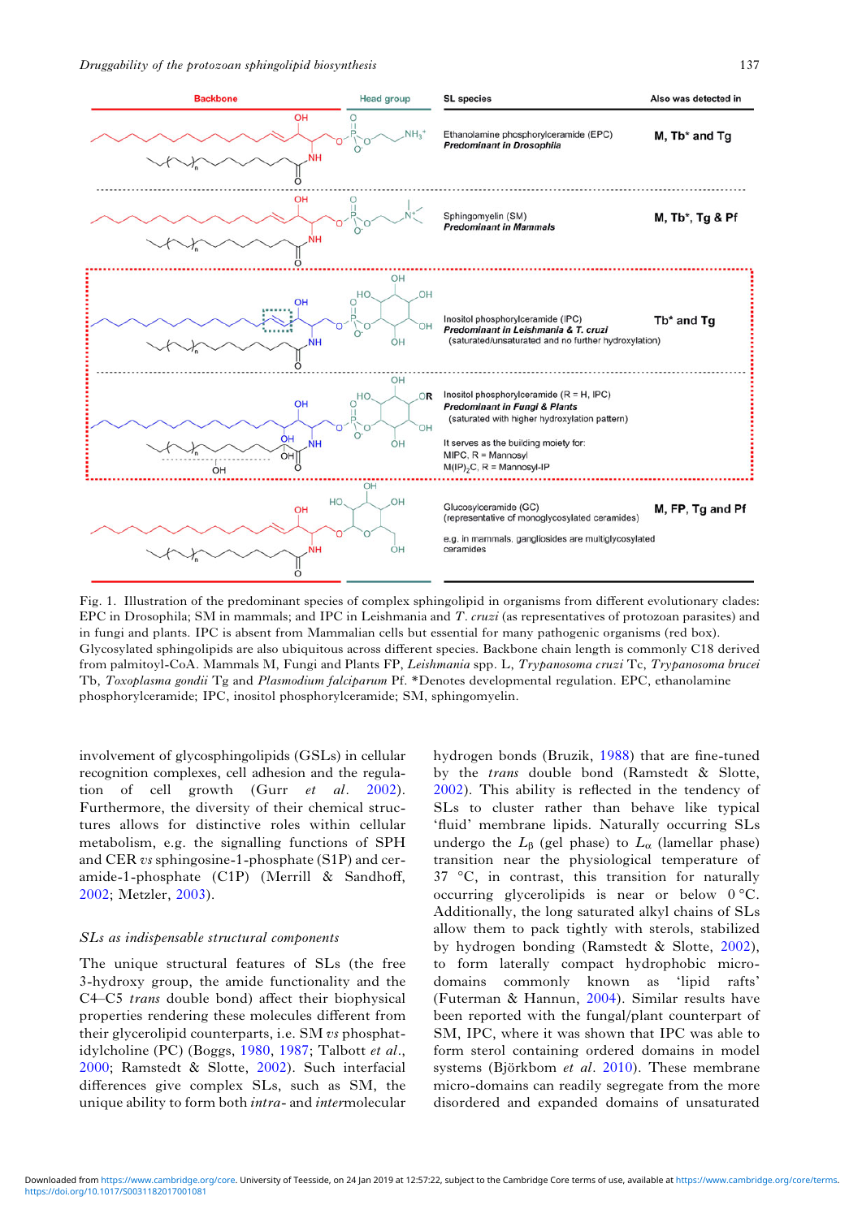Fig. 1. Illustration of the predominant species of complex sphingolipid in organisms from different evolutionary clades: EPC in Drosophila; SM in mammals; and IPC in Leishmania and *T. cruzi* (as representatives of protozoan parasites) and in fungi and plants. IPC is absent from Mammalian cells but essential for many pathogenic organisms (red box). Glycosylated sphingolipids are also ubiquitous across different species. Backbone chain length is commonly C18 derived from palmitoyl-CoA. Mammals M, Fungi and Plants FP, *Leishmania* spp. L, *Trypanosoma cruzi* Tc, *Trypanosoma brucei* Tb, *Toxoplasma gondii* Tg and *Plasmodium falciparum* Pf. \*Denotes developmental regulation. EPC, ethanolamine phosphorylceramide; IPC, inositol phosphorylceramide; SM, sphingomyelin.

involvement of glycosphingolipids (GSLs) in cellular recognition complexes, cell adhesion and the regulation of cell growth (Gurr *et al*. 2002). Furthermore, the diversity of their chemical structures allows for distinctive roles within cellular metabolism, e.g. the signalling functions of SPH and CER *vs* sphingosine-1-phosphate (S1P) and ceramide-1-phosphate (C1P) (Merrill & Sandhoff, 2002; Metzler, 2003).

### *SLs as indispensable structural components*

The unique structural features of SLs (the free 3-hydroxy group, the amide functionality and the C4–C5 *trans* double bond) affect their biophysical properties rendering these molecules different from their glycerolipid counterparts, i.e. SM *vs* phosphatidylcholine (PC) (Boggs, 1980, 1987; Talbott *et al*., 2000; Ramstedt & Slotte, 2002). Such interfacial differences give complex SLs, such as SM, the unique ability to form both *intra*- and *inter*molecular hydrogen bonds (Bruzik, 1988) that are fine-tuned by the *trans* double bond (Ramstedt & Slotte, 2002). This ability is reflected in the tendency of SLs to cluster rather than behave like typical 'fluid' membrane lipids. Naturally occurring SLs undergo the $L_\beta$ (gel phase) to $L_\alpha$ (lamellar phase) transition near the physiological temperature of 37 °C, in contrast, this transition for naturally occurring glycerolipids is near or below 0 °C. Additionally, the long saturated alkyl chains of SLs allow them to pack tightly with sterols, stabilized by hydrogen bonding (Ramstedt & Slotte, 2002), to form laterally compact hydrophobic micro-domains commonly known as 'lipid rafts' (Futerman & Hannun, 2004). Similar results have been reported with the fungal/plant counterpart of SM, IPC, where it was shown that IPC was able to form sterol containing ordered domains in model systems (Björkbom *et al*. 2010). These membrane micro-domains can readily segregate from the more disordered and expanded domains of unsaturated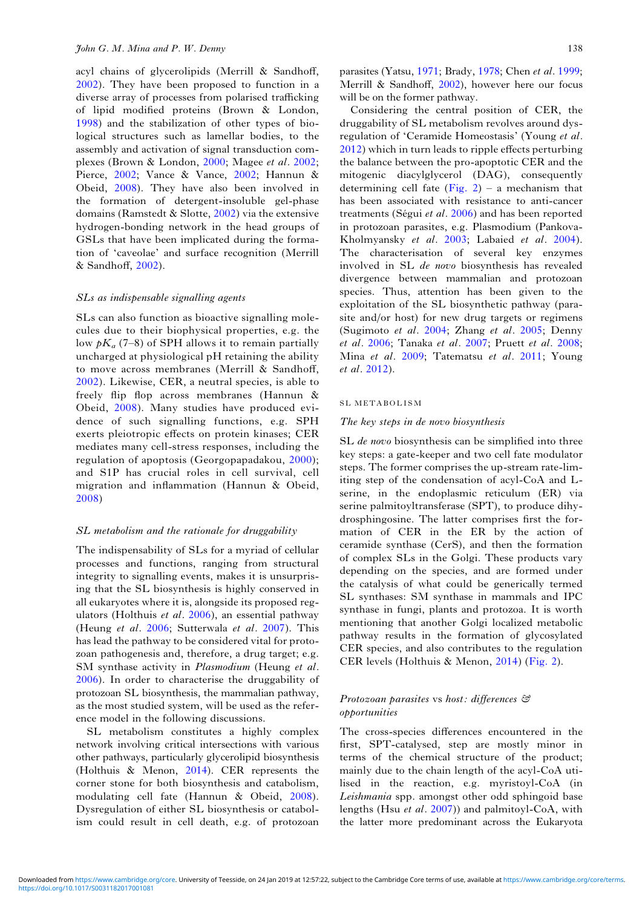acyl chains of glycerolipids (Merrill & Sandhoff, 2002). They have been proposed to function in a diverse array of processes from polarised trafficking of lipid modified proteins (Brown & London, 1998) and the stabilization of other types of biological structures such as lamellar bodies, to the assembly and activation of signal transduction complexes (Brown & London, 2000; Magee *et al*. 2002; Pierce, 2002; Vance & Vance, 2002; Hannun & Obeid, 2008). They have also been involved in the formation of detergent-insoluble gel-phase domains (Ramstedt & Slotte, 2002) via the extensive hydrogen-bonding network in the head groups of GSLs that have been implicated during the formation of 'caveolae' and surface recognition (Merrill & Sandhoff, 2002).

### *SLs as indispensable signalling agents*

SLs can also function as bioactive signalling molecules due to their biophysical properties, e.g. the low $pK_a$ (7–8) of SPH allows it to remain partially uncharged at physiological pH retaining the ability to move across membranes (Merrill & Sandhoff, 2002). Likewise, CER, a neutral species, is able to freely flip flop across membranes (Hannun & Obeid, 2008). Many studies have produced evidence of such signalling functions, e.g. SPH exerts pleiotropic effects on protein kinases; CER mediates many cell-stress responses, including the regulation of apoptosis (Georgopapadakou, 2000); and S1P has crucial roles in cell survival, cell migration and inflammation (Hannun & Obeid, 2008)

### *SL metabolism and the rationale for druggability*

The indispensability of SLs for a myriad of cellular processes and functions, ranging from structural integrity to signalling events, makes it is unsurprising that the SL biosynthesis is highly conserved in all eukaryotes where it is, alongside its proposed regulators (Holthuis *et al*. 2006), an essential pathway (Heung *et al*. 2006; Sutterwala *et al*. 2007). This has lead the pathway to be considered vital for protozoan pathogenesis and, therefore, a drug target; e.g. SM synthase activity in *Plasmodium* (Heung *et al*. 2006). In order to characterise the druggability of protozoan SL biosynthesis, the mammalian pathway, as the most studied system, will be used as the reference model in the following discussions.

SL metabolism constitutes a highly complex network involving critical intersections with various other pathways, particularly glycerolipid biosynthesis (Holthuis & Menon, 2014). CER represents the corner stone for both biosynthesis and catabolism, modulating cell fate (Hannun & Obeid, 2008). Dysregulation of either SL biosynthesis or catabolism could result in cell death, e.g. of protozoan parasites (Yatsu, 1971; Brady, 1978; Chen *et al*. 1999; Merrill & Sandhoff, 2002), however here our focus will be on the former pathway.

Considering the central position of CER, the druggability of SL metabolism revolves around dysregulation of 'Ceramide Homeostasis' (Young *et al*. 2012) which in turn leads to ripple effects perturbing the balance between the pro-apoptotic CER and the mitogenic diacylglycerol (DAG), consequently determining cell fate (Fig. 2) – a mechanism that has been associated with resistance to anti-cancer treatments (Ségui *et al*. 2006) and has been reported in protozoan parasites, e.g. Plasmodium (Pankova-Kholmyansky *et al*. 2003; Labaied *et al*. 2004). The characterisation of several key enzymes involved in SL *de novo* biosynthesis has revealed divergence between mammalian and protozoan species. Thus, attention has been given to the exploitation of the SL biosynthetic pathway (parasite and/or host) for new drug targets or regimens (Sugimoto *et al*. 2004; Zhang *et al*. 2005; Denny *et al*. 2006; Tanaka *et al*. 2007; Pruett *et al*. 2008; Mina *et al*. 2009; Tatematsu *et al*. 2011; Young *et al*. 2012).

## SL METABOLISM

### *The key steps in de novo biosynthesis*

SL *de novo* biosynthesis can be simplified into three key steps: a gate-keeper and two cell fate modulator steps. The former comprises the up-stream rate-limiting step of the condensation of acyl-CoA and L-serine, in the endoplasmic reticulum (ER) via serine palmitoyltransferase (SPT), to produce dihydrosphingosine. The latter comprises first the formation of CER in the ER by the action of ceramide synthase (CerS), and then the formation of complex SLs in the Golgi. These products vary depending on the species, and are formed under the catalysis of what could be generically termed SL synthases: SM synthase in mammals and IPC synthase in fungi, plants and protozoa. It is worth mentioning that another Golgi localized metabolic pathway results in the formation of glycosylated CER species, and also contributes to the regulation CER levels (Holthuis & Menon, 2014) (Fig. 2).

### *Protozoan parasites* vs *host: differences & opportunities*

The cross-species differences encountered in the first, SPT-catalysed, step are mostly minor in terms of the chemical structure of the product; mainly due to the chain length of the acyl-CoA utilised in the reaction, e.g. myristoyl-CoA (in *Leishmania* spp. amongst other odd sphingoid base lengths (Hsu *et al*. 2007)) and palmitoyl-CoA, with the latter more predominant across the Eukaryota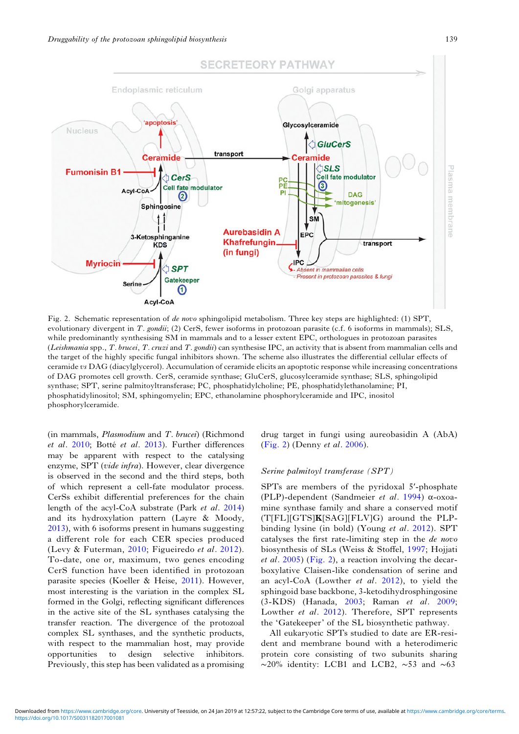Fig. 2. Schematic representation of *de novo* sphingolipid metabolism. Three key steps are highlighted: (1) SPT, evolutionary divergent in *T. gondii*; (2) CerS, fewer isoforms in protozoan parasite (c.f. 6 isoforms in mammals); SLS, while predominantly synthesising SM in mammals and to a lesser extent EPC, orthologues in protozoan parasites (*Leishmania* spp., *T. brucei*, *T. cruzi* and *T. gondii*) can synthesise IPC, an activity that is absent from mammalian cells and the target of the highly specific fungal inhibitors shown. The scheme also illustrates the differential cellular effects of ceramide *vs* DAG (diacylglycerol). Accumulation of ceramide elicits an apoptotic response while increasing concentrations of DAG promotes cell growth. CerS, ceramide synthase; GluCerS, glucosylceramide synthase; SLS, sphingolipid synthase; SPT, serine palmitoyltransferase; PC, phosphatidylcholine; PE, phosphatidylethanolamine; PI, phosphatidylinositol; SM, sphingomyelin; EPC, ethanolamine phosphorylceramide and IPC, inositol phosphorylceramide.

(in mammals, *Plasmodium* and *T. brucei*) (Richmond *et al.* 2010; Botté *et al.* 2013). Further differences may be apparent with respect to the catalysing enzyme, SPT (*vide infra*). However, clear divergence is observed in the second and the third steps, both of which represent a cell-fate modulator process. CerSs exhibit differential preferences for the chain length of the acyl-CoA substrate (Park *et al.* 2014) and its hydroxylation pattern (Layre & Moody, 2013), with 6 isoforms present in humans suggesting a different role for each CER species produced (Levy & Futerman, 2010; Figueiredo *et al.* 2012). To-date, one or, maximum, two genes encoding CerS function have been identified in protozoan parasite species (Koeller & Heise, 2011). However, most interesting is the variation in the complex SL formed in the Golgi, reflecting significant differences in the active site of the SL synthases catalysing the transfer reaction. The divergence of the protozoal complex SL synthases, and the synthetic products, with respect to the mammalian host, may provide opportunities to design selective inhibitors. Previously, this step has been validated as a promising drug target in fungi using aureobasidin A (AbA) (Fig. 2) (Denny *et al.* 2006).

### Serine palmitoyl transferase (SPT)

SPTs are members of the pyridoxal 5′-phosphate (PLP)-dependent (Sandmeier *et al.* 1994) α-oxoamine synthase family and share a conserved motif (T[FL][GTS]**K**[SAG][FLV]G) around the PLP-binding lysine (in bold) (Young *et al.* 2012). SPT catalyses the first rate-limiting step in the *de novo* biosynthesis of SLs (Weiss & Stoffel, 1997; Hojjati *et al.* 2005) (Fig. 2), a reaction involving the decarboxylative Claisen-like condensation of serine and an acyl-CoA (Lowther *et al.* 2012), to yield the sphingoid base backbone, 3-ketodihydrosphingosine (3-KDS) (Hanada, 2003; Raman *et al.* 2009; Lowther *et al.* 2012). Therefore, SPT represents the 'Gatekeeper' of the SL biosynthetic pathway.

All eukaryotic SPTs studied to date are ER-resident and membrane bound with a heterodimeric protein core consisting of two subunits sharing ~20% identity: LCB1 and LCB2, ~53 and ~63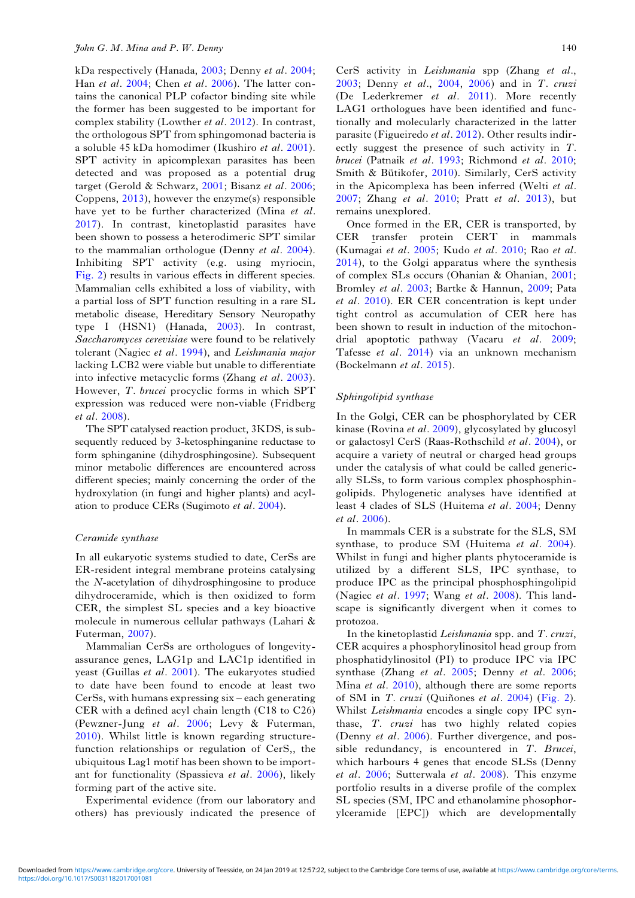kDa respectively (Hanada, 2003; Denny *et al*. 2004; Han *et al*. 2004; Chen *et al*. 2006). The latter contains the canonical PLP cofactor binding site while the former has been suggested to be important for complex stability (Lowther *et al*. 2012). In contrast, the orthologous SPT from sphingomonad bacteria is a soluble 45 kDa homodimer (Ikushiro *et al*. 2001). SPT activity in apicomplexan parasites has been detected and was proposed as a potential drug target (Gerold & Schwarz, 2001; Bisanz *et al*. 2006; Coppens, 2013), however the enzyme(s) responsible have yet to be further characterized (Mina *et al*. 2017). In contrast, kinetoplastid parasites have been shown to possess a heterodimeric SPT similar to the mammalian orthologue (Denny *et al*. 2004). Inhibiting SPT activity (e.g. using myriocin, Fig. 2) results in various effects in different species. Mammalian cells exhibited a loss of viability, with a partial loss of SPT function resulting in a rare SL metabolic disease, Hereditary Sensory Neuropathy type I (HSN1) (Hanada, 2003). In contrast, *Saccharomyces cerevisiae* were found to be relatively tolerant (Nagiec *et al*. 1994), and *Leishmania major* lacking LCB2 were viable but unable to differentiate into infective metacyclic forms (Zhang *et al*. 2003). However, *T. brucei* procyclic forms in which SPT expression was reduced were non-viable (Fridberg *et al*. 2008).

The SPT catalysed reaction product, 3KDS, is subsequently reduced by 3-ketosphinganine reductase to form sphinganine (dihydrosphingosine). Subsequent minor metabolic differences are encountered across different species; mainly concerning the order of the hydroxylation (in fungi and higher plants) and acylation to produce CERs (Sugimoto *et al*. 2004).

### *Ceramide synthase*

In all eukaryotic systems studied to date, CerSs are ER-resident integral membrane proteins catalysing the *N*-acetylation of dihydrosphingosine to produce dihydroceramide, which is then oxidized to form CER, the simplest SL species and a key bioactive molecule in numerous cellular pathways (Lahari & Futerman, 2007).

Mammalian CerSs are orthologues of longevity-assurance genes, LAG1p and LAC1p identified in yeast (Guillas *et al*. 2001). The eukaryotes studied to date have been found to encode at least two CerSs, with humans expressing six – each generating CER with a defined acyl chain length (C18 to C26) (Pewzner-Jung *et al*. 2006; Levy & Futerman, 2010). Whilst little is known regarding structure-function relationships or regulation of CerS,, the ubiquitous Lag1 motif has been shown to be important for functionality (Spassieva *et al*. 2006), likely forming part of the active site.

Experimental evidence (from our laboratory and others) has previously indicated the presence of CerS activity in *Leishmania* spp (Zhang *et al*., 2003; Denny *et al*., 2004, 2006) and in *T. cruzi* (De Lederkremer *et al*. 2011). More recently LAG1 orthologues have been identified and functionally and molecularly characterized in the latter parasite (Figueiredo *et al*. 2012). Other results indirectly suggest the presence of such activity in *T. brucei* (Patnaik *et al*. 1993; Richmond *et al*. 2010; Smith & Bütikofer, 2010). Similarly, CerS activity in the Apicomplexa has been inferred (Welti *et al*. 2007; Zhang *et al*. 2010; Pratt *et al*. 2013), but remains unexplored.

Once formed in the ER, CER is transported, by CER transfer protein CERT in mammals (Kumagai *et al*. 2005; Kudo *et al*. 2010; Rao *et al*. 2014), to the Golgi apparatus where the synthesis of complex SLs occurs (Ohanian & Ohanian, 2001; Bromley *et al*. 2003; Bartke & Hannun, 2009; Pata *et al*. 2010). ER CER concentration is kept under tight control as accumulation of CER here has been shown to result in induction of the mitochondrial apoptotic pathway (Vacaru *et al*. 2009; Tafesse *et al*. 2014) via an unknown mechanism (Bockelmann *et al*. 2015).

### *Sphingolipid synthase*

In the Golgi, CER can be phosphorylated by CER kinase (Rovina *et al*. 2009), glycosylated by glucosyl or galactosyl CerS (Raas-Rothschild *et al*. 2004), or acquire a variety of neutral or charged head groups under the catalysis of what could be called generically SLSs, to form various complex phosphosphingolipids. Phylogenetic analyses have identified at least 4 clades of SLS (Huitema *et al*. 2004; Denny *et al*. 2006).

In mammals CER is a substrate for the SLS, SM synthase, to produce SM (Huitema *et al*. 2004). Whilst in fungi and higher plants phytoceramide is utilized by a different SLS, IPC synthase, to produce IPC as the principal phosphosphingolipid (Nagiec *et al*. 1997; Wang *et al*. 2008). This landscape is significantly divergent when it comes to protozoa.

In the kinetoplastid *Leishmania* spp. and *T. cruzi*, CER acquires a phosphorylinositol head group from phosphatidylinositol (PI) to produce IPC via IPC synthase (Zhang *et al*. 2005; Denny *et al*. 2006; Mina *et al*. 2010), although there are some reports of SM in *T. cruzi* (Quiñones *et al*. 2004) (Fig. 2). Whilst *Leishmania* encodes a single copy IPC synthase, *T. cruzi* has two highly related copies (Denny *et al*. 2006). Further divergence, and possible redundancy, is encountered in *T. Brucei*, which harbours 4 genes that encode SLSs (Denny *et al*. 2006; Sutterwala *et al*. 2008). This enzyme portfolio results in a diverse profile of the complex SL species (SM, IPC and ethanolamine phosphorylceramide [EPC]) which are developmentally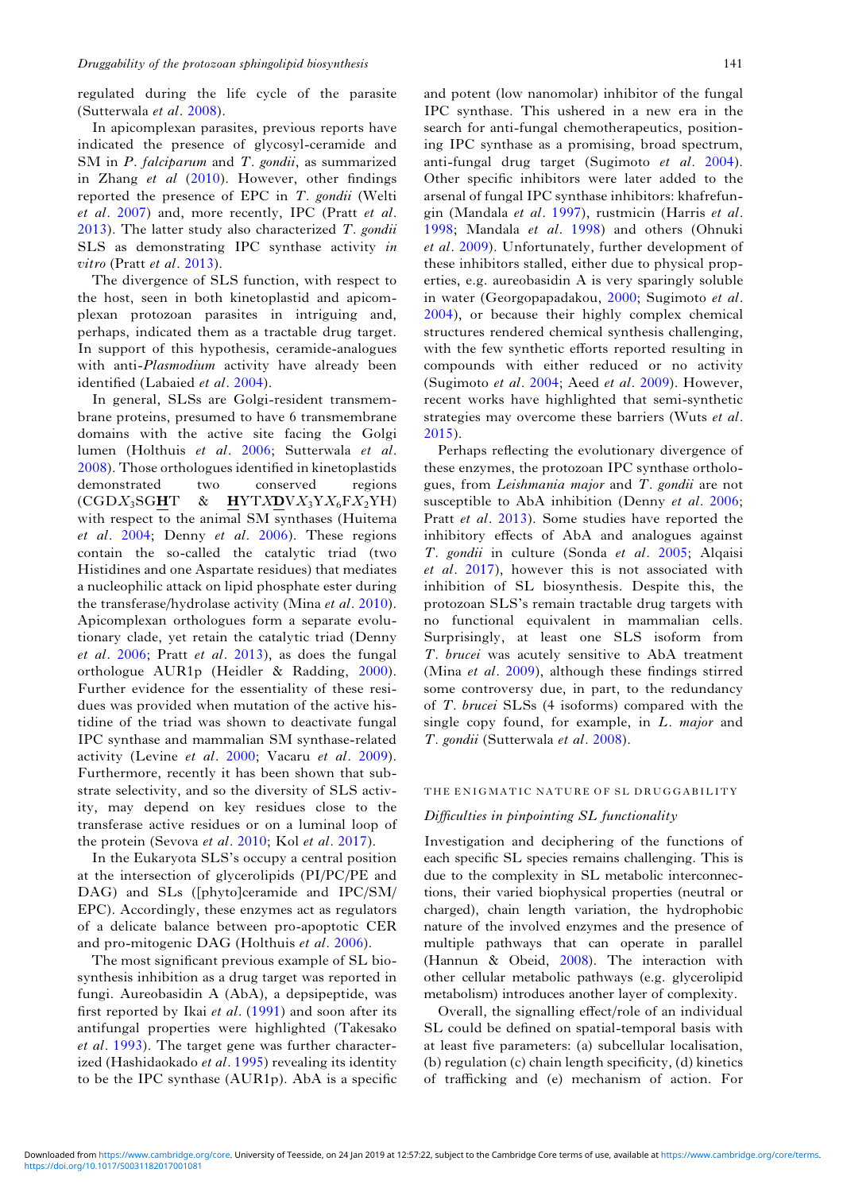regulated during the life cycle of the parasite (Sutterwala *et al*. 2008).

In apicomplexan parasites, previous reports have indicated the presence of glycosyl-ceramide and SM in *P. falciparum* and *T. gondii*, as summarized in Zhang *et al* (2010). However, other findings reported the presence of EPC in *T. gondii* (Welti *et al*. 2007) and, more recently, IPC (Pratt *et al*. 2013). The latter study also characterized *T. gondii* SLS as demonstrating IPC synthase activity *in vitro* (Pratt *et al*. 2013).

The divergence of SLS function, with respect to the host, seen in both kinetoplastid and apicomplexan protozoan parasites in intriguing and, perhaps, indicated them as a tractable drug target. In support of this hypothesis, ceramide-analogues with anti-*Plasmodium* activity have already been identified (Labaied *et al*. 2004).

In general, SLSs are Golgi-resident transmembrane proteins, presumed to have 6 transmembrane domains with the active site facing the Golgi lumen (Holthuis *et al*. 2006; Sutterwala *et al*. 2008). Those orthologues identified in kinetoplastids demonstrated two conserved regions (CGD$X_3$SG**H**T & **H**YTX**D**V$X_3$Y$X_6$F$X_2$YH) with respect to the animal SM synthases (Huitema *et al*. 2004; Denny *et al*. 2006). These regions contain the so-called the catalytic triad (two Histidines and one Aspartate residues) that mediates a nucleophilic attack on lipid phosphate ester during the transferase/hydrolase activity (Mina *et al*. 2010). Apicomplexan orthologues form a separate evolutionary clade, yet retain the catalytic triad (Denny *et al*. 2006; Pratt *et al*. 2013), as does the fungal orthologue AUR1p (Heidler & Radding, 2000). Further evidence for the essentiality of these residues was provided when mutation of the active histidine of the triad was shown to deactivate fungal IPC synthase and mammalian SM synthase-related activity (Levine *et al*. 2000; Vacaru *et al*. 2009). Furthermore, recently it has been shown that substrate selectivity, and so the diversity of SLS activity, may depend on key residues close to the transferase active residues or on a luminal loop of the protein (Sevova *et al*. 2010; Kol *et al*. 2017).

In the Eukaryota SLS's occupy a central position at the intersection of glycerolipids (PI/PC/PE and DAG) and SLs ([phyto]ceramide and IPC/SM/EPC). Accordingly, these enzymes act as regulators of a delicate balance between pro-apoptotic CER and pro-mitogenic DAG (Holthuis *et al*. 2006).

The most significant previous example of SL biosynthesis inhibition as a drug target was reported in fungi. Aureobasidin A (AbA), a depsipeptide, was first reported by Ikai *et al*. (1991) and soon after its antifungal properties were highlighted (Takesako *et al*. 1993). The target gene was further characterized (Hashidaokado *et al*. 1995) revealing its identity to be the IPC synthase (AUR1p). AbA is a specific and potent (low nanomolar) inhibitor of the fungal IPC synthase. This ushered in a new era in the search for anti-fungal chemotherapeutics, positioning IPC synthase as a promising, broad spectrum, anti-fungal drug target (Sugimoto *et al*. 2004). Other specific inhibitors were later added to the arsenal of fungal IPC synthase inhibitors: khafrefungin (Mandala *et al*. 1997), rustmicin (Harris *et al*. 1998; Mandala *et al*. 1998) and others (Ohnuki *et al*. 2009). Unfortunately, further development of these inhibitors stalled, either due to physical properties, e.g. aureobasidin A is very sparingly soluble in water (Georgopapadakou, 2000; Sugimoto *et al*. 2004), or because their highly complex chemical structures rendered chemical synthesis challenging, with the few synthetic efforts reported resulting in compounds with either reduced or no activity (Sugimoto *et al*. 2004; Aeed *et al*. 2009). However, recent works have highlighted that semi-synthetic strategies may overcome these barriers (Wuts *et al*. 2015).

Perhaps reflecting the evolutionary divergence of these enzymes, the protozoan IPC synthase orthologues, from *Leishmania major* and *T. gondii* are not susceptible to AbA inhibition (Denny *et al*. 2006; Pratt *et al*. 2013). Some studies have reported the inhibitory effects of AbA and analogues against *T. gondii* in culture (Sonda *et al*. 2005; Alqaisi *et al*. 2017), however this is not associated with inhibition of SL biosynthesis. Despite this, the protozoan SLS's remain tractable drug targets with no functional equivalent in mammalian cells. Surprisingly, at least one SLS isoform from *T. brucei* was acutely sensitive to AbA treatment (Mina *et al*. 2009), although these findings stirred some controversy due, in part, to the redundancy of *T. brucei* SLSs (4 isoforms) compared with the single copy found, for example, in *L. major* and *T. gondii* (Sutterwala *et al*. 2008).

## THE ENIGMATIC NATURE OF SL DRUGGABILITY

### *Difficulties in pinpointing SL functionality*

Investigation and deciphering of the functions of each specific SL species remains challenging. This is due to the complexity in SL metabolic interconnections, their varied biophysical properties (neutral or charged), chain length variation, the hydrophobic nature of the involved enzymes and the presence of multiple pathways that can operate in parallel (Hannun & Obeid, 2008). The interaction with other cellular metabolic pathways (e.g. glycerolipid metabolism) introduces another layer of complexity.

Overall, the signalling effect/role of an individual SL could be defined on spatial-temporal basis with at least five parameters: (a) subcellular localisation, (b) regulation (c) chain length specificity, (d) kinetics of trafficking and (e) mechanism of action. For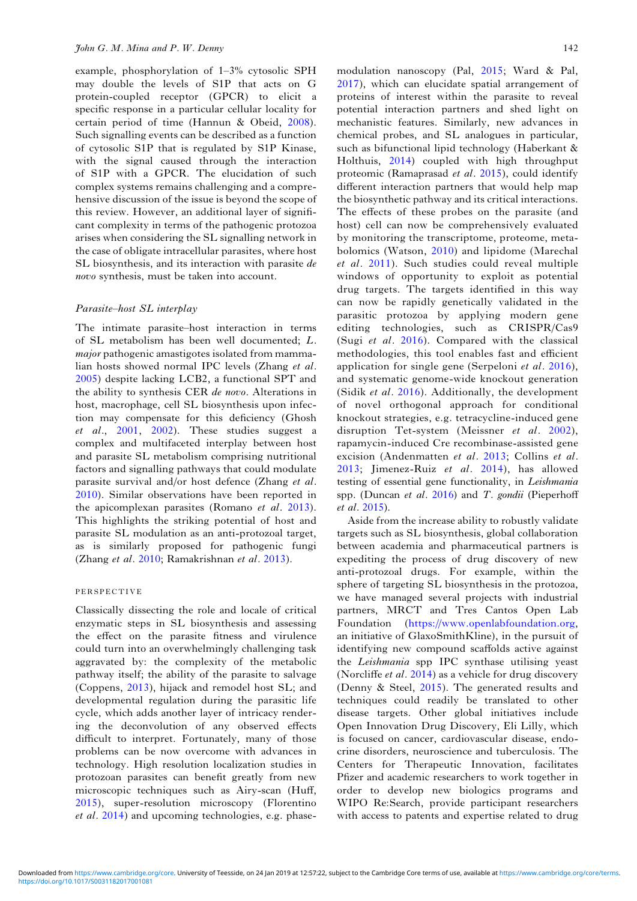example, phosphorylation of 1–3% cytosolic SPH may double the levels of S1P that acts on G protein-coupled receptor (GPCR) to elicit a specific response in a particular cellular locality for certain period of time (Hannun & Obeid, 2008). Such signalling events can be described as a function of cytosolic S1P that is regulated by S1P Kinase, with the signal caused through the interaction of S1P with a GPCR. The elucidation of such complex systems remains challenging and a comprehensive discussion of the issue is beyond the scope of this review. However, an additional layer of significant complexity in terms of the pathogenic protozoa arises when considering the SL signalling network in the case of obligate intracellular parasites, where host SL biosynthesis, and its interaction with parasite *de novo* synthesis, must be taken into account.

### *Parasite–host SL interplay*

The intimate parasite–host interaction in terms of SL metabolism has been well documented; *L. major* pathogenic amastigotes isolated from mammalian hosts showed normal IPC levels (Zhang *et al*. 2005) despite lacking LCB2, a functional SPT and the ability to synthesis CER *de novo*. Alterations in host, macrophage, cell SL biosynthesis upon infection may compensate for this deficiency (Ghosh *et al*., 2001, 2002). These studies suggest a complex and multifaceted interplay between host and parasite SL metabolism comprising nutritional factors and signalling pathways that could modulate parasite survival and/or host defence (Zhang *et al*. 2010). Similar observations have been reported in the apicomplexan parasites (Romano *et al*. 2013). This highlights the striking potential of host and parasite SL modulation as an anti-protozoal target, as is similarly proposed for pathogenic fungi (Zhang *et al*. 2010; Ramakrishnan *et al*. 2013).

## PERSPECTIVE

Classically dissecting the role and locale of critical enzymatic steps in SL biosynthesis and assessing the effect on the parasite fitness and virulence could turn into an overwhelmingly challenging task aggravated by: the complexity of the metabolic pathway itself; the ability of the parasite to salvage (Coppens, 2013), hijack and remodel host SL; and developmental regulation during the parasitic life cycle, which adds another layer of intricacy rendering the deconvolution of any observed effects difficult to interpret. Fortunately, many of those problems can be now overcome with advances in technology. High resolution localization studies in protozoan parasites can benefit greatly from new microscopic techniques such as Airy-scan (Huff, 2015), super-resolution microscopy (Florentino *et al*. 2014) and upcoming technologies, e.g. phase-modulation nanoscopy (Pal, 2015; Ward & Pal, 2017), which can elucidate spatial arrangement of proteins of interest within the parasite to reveal potential interaction partners and shed light on mechanistic features. Similarly, new advances in chemical probes, and SL analogues in particular, such as bifunctional lipid technology (Haberkant & Holthuis, 2014) coupled with high throughput proteomic (Ramaprasad *et al*. 2015), could identify different interaction partners that would help map the biosynthetic pathway and its critical interactions. The effects of these probes on the parasite (and host) cell can now be comprehensively evaluated by monitoring the transcriptome, proteome, metabolomics (Watson, 2010) and lipidome (Marechal *et al*. 2011). Such studies could reveal multiple windows of opportunity to exploit as potential drug targets. The targets identified in this way can now be rapidly genetically validated in the parasitic protozoa by applying modern gene editing technologies, such as CRISPR/Cas9 (Sugi *et al*. 2016). Compared with the classical methodologies, this tool enables fast and efficient application for single gene (Serpeloni *et al*. 2016), and systematic genome-wide knockout generation (Sidik *et al*. 2016). Additionally, the development of novel orthogonal approach for conditional knockout strategies, e.g. tetracycline-induced gene disruption Tet-system (Meissner *et al*. 2002), rapamycin-induced Cre recombinase-assisted gene excision (Andenmatten *et al*. 2013; Collins *et al*. 2013; Jimenez-Ruiz *et al*. 2014), has allowed testing of essential gene functionality, in *Leishmania* spp. (Duncan *et al*. 2016) and *T. gondii* (Pieperhoff *et al*. 2015).

Aside from the increase ability to robustly validate targets such as SL biosynthesis, global collaboration between academia and pharmaceutical partners is expediting the process of drug discovery of new anti-protozoal drugs. For example, within the sphere of targeting SL biosynthesis in the protozoa, we have managed several projects with industrial partners, MRCT and Tres Cantos Open Lab Foundation (https://www.openlabfoundation.org, an initiative of GlaxoSmithKline), in the pursuit of identifying new compound scaffolds active against the *Leishmania* spp IPC synthase utilising yeast (Norcliffe *et al*. 2014) as a vehicle for drug discovery (Denny & Steel, 2015). The generated results and techniques could readily be translated to other disease targets. Other global initiatives include Open Innovation Drug Discovery, Eli Lilly, which is focused on cancer, cardiovascular disease, endocrine disorders, neuroscience and tuberculosis. The Centers for Therapeutic Innovation, facilitates Pfizer and academic researchers to work together in order to develop new biologics programs and WIPO Re:Search, provide participant researchers with access to patents and expertise related to drug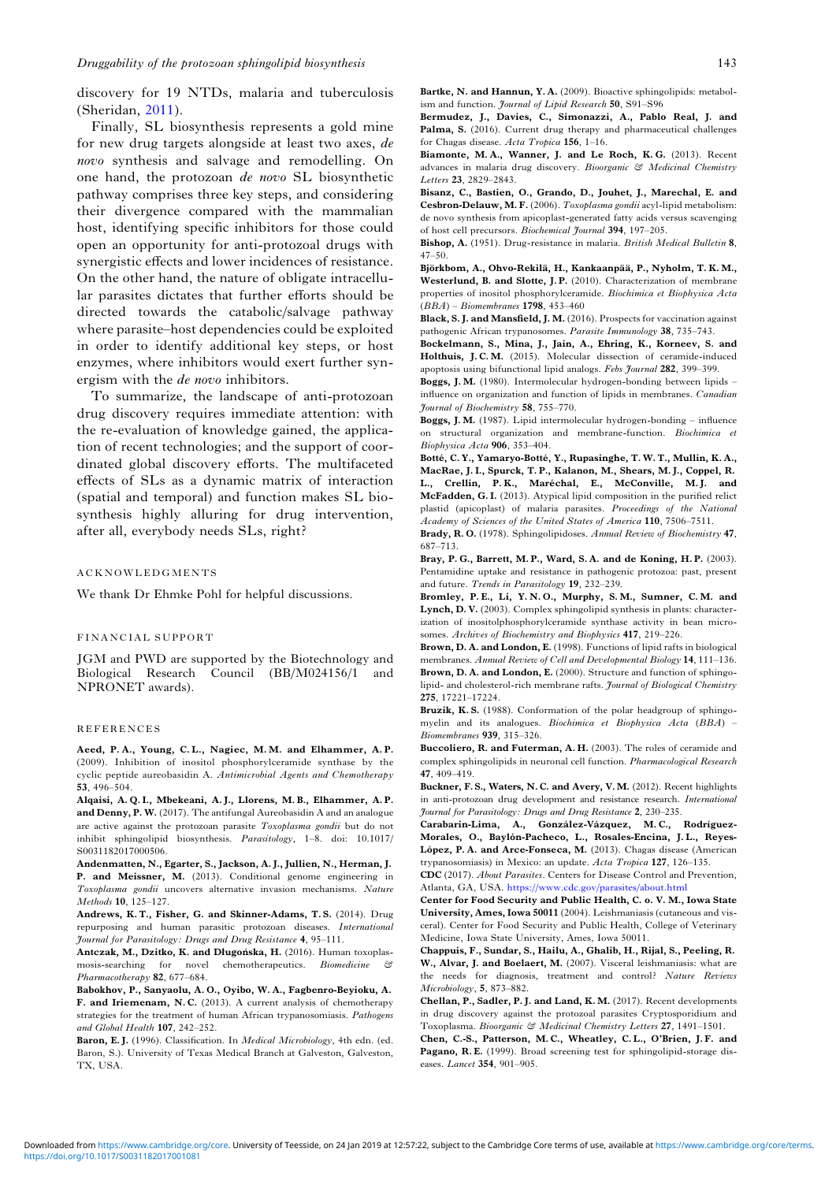discovery for 19 NTDs, malaria and tuberculosis (Sheridan, 2011).

Finally, SL biosynthesis represents a gold mine for new drug targets alongside at least two axes, *de novo* synthesis and salvage and remodelling. On one hand, the protozoan *de novo* SL biosynthetic pathway comprises three key steps, and considering their divergence compared with the mammalian host, identifying specific inhibitors for those could open an opportunity for anti-protozoal drugs with synergistic effects and lower incidences of resistance. On the other hand, the nature of obligate intracellular parasites dictates that further efforts should be directed towards the catabolic/salvage pathway where parasite–host dependencies could be exploited in order to identify additional key steps, or host enzymes, where inhibitors would exert further synergism with the *de novo* inhibitors.

To summarize, the landscape of anti-protozoan drug discovery requires immediate attention: with the re-evaluation of knowledge gained, the application of recent technologies; and the support of coordinated global discovery efforts. The multifaceted effects of SLs as a dynamic matrix of interaction (spatial and temporal) and function makes SL biosynthesis highly alluring for drug intervention, after all, everybody needs SLs, right?

## ACKNOWLEDGMENTS

We thank Dr Ehmke Pohl for helpful discussions.

## FINANCIAL SUPPORT

JGM and PWD are supported by the Biotechnology and Biological Research Council (BB/M024156/1 and NPRONET awards).

## REFERENCES

**Aeed, P. A., Young, C. L., Nagiec, M. M. and Elhammer, A. P.** (2009). Inhibition of inositol phosphorylceramide synthase by the cyclic peptide aureobasidin A. *Antimicrobial Agents and Chemotherapy* **53**, 496–504.

**Alqaisi, A. Q. I., Mbekeani, A. J., Llorens, M. B., Elhammer, A. P. and Denny, P. W.** (2017). The antifungal Aureobasidin A and an analogue are active against the protozoan parasite *Toxoplasma gondii* but do not inhibit sphingolipid biosynthesis. *Parasitology*, 1–8. doi: 10.1017/S0031182017000506.

**Andenmatten, N., Egarter, S., Jackson, A. J., Jullien, N., Herman, J. P. and Meissner, M.** (2013). Conditional genome engineering in *Toxoplasma gondii* uncovers alternative invasion mechanisms. *Nature Methods* **10**, 125–127.

**Andrews, K. T., Fisher, G. and Skinner-Adams, T. S.** (2014). Drug repurposing and human parasitic protozoan diseases. *International Journal for Parasitology: Drugs and Drug Resistance* **4**, 95–111.

**Antczak, M., Dzitko, K. and Długońska, H.** (2016). Human toxoplasmosis-searching for novel chemotherapeutics. *Biomedicine & Pharmacotherapy* **82**, 677–684.

**Babokhov, P., Sanyaolu, A. O., Oyibo, W. A., Fagbenro-Beyioku, A. F. and Iriemenam, N. C.** (2013). A current analysis of chemotherapy strategies for the treatment of human African trypanosomiasis. *Pathogens and Global Health* **107**, 242–252.

**Baron, E. J.** (1996). Classification. In *Medical Microbiology*, 4th edn. (ed. Baron, S.). University of Texas Medical Branch at Galveston, Galveston, TX, USA.

**Bartke, N. and Hannun, Y. A.** (2009). Bioactive sphingolipids: metabolism and function. *Journal of Lipid Research* **50**, S91–S96

**Bermudez, J., Davies, C., Simonazzi, A., Pablo Real, J. and Palma, S.** (2016). Current drug therapy and pharmaceutical challenges for Chagas disease. *Acta Tropica* **156**, 1–16.

**Biamonte, M. A., Wanner, J. and Le Roch, K. G.** (2013). Recent advances in malaria drug discovery. *Bioorganic & Medicinal Chemistry Letters* **23**, 2829–2843.

**Bisanz, C., Bastien, O., Grando, D., Jouhet, J., Marechal, E. and Cesbron-Delauw, M. F.** (2006). *Toxoplasma gondii* acyl-lipid metabolism: de novo synthesis from apicoplast-generated fatty acids versus scavenging of host cell precursors. *Biochemical Journal* **394**, 197–205.

**Bishop, A.** (1951). Drug-resistance in malaria. *British Medical Bulletin* **8**, 47–50.

**Björkbom, A., Ohvo-Rekilä, H., Kankaanpää, P., Nyholm, T. K. M., Westerlund, B. and Slotte, J. P.** (2010). Characterization of membrane properties of inositol phosphorylceramide. *Biochimica et Biophysica Acta (BBA) – Biomembranes* **1798**, 453–460

**Black, S. J. and Mansfield, J. M.** (2016). Prospects for vaccination against pathogenic African trypanosomes. *Parasite Immunology* **38**, 735–743.

**Bockelmann, S., Mina, J., Jain, A., Ehring, K., Korneev, S. and Holthuis, J. C. M.** (2015). Molecular dissection of ceramide-induced apoptosis using bifunctional lipid analogs. *Febs Journal* **282**, 399–399.

**Boggs, J. M.** (1980). Intermolecular hydrogen-bonding between lipids – influence on organization and function of lipids in membranes. *Canadian Journal of Biochemistry* **58**, 755–770.

**Boggs, J. M.** (1987). Lipid intermolecular hydrogen-bonding – influence on structural organization and membrane-function. *Biochimica et Biophysica Acta* **906**, 353–404.

**Botté, C. Y., Yamaryo-Botté, Y., Rupasinghe, T. W. T., Mullin, K. A., MacRae, J. I., Spurck, T. P., Kalanon, M., Shears, M. J., Coppel, R. L., Crellin, P. K., Maréchal, E., McConville, M. J. and McFadden, G. I.** (2013). Atypical lipid composition in the purified relict plastid (apicoplast) of malaria parasites. *Proceedings of the National Academy of Sciences of the United States of America* **110**, 7506–7511.

**Brady, R. O.** (1978). Sphingolipidoses. *Annual Review of Biochemistry* **47**, 687–713.

**Bray, P. G., Barrett, M. P., Ward, S. A. and de Koning, H. P.** (2003). Pentamidine uptake and resistance in pathogenic protozoa: past, present and future. *Trends in Parasitology* **19**, 232–239.

**Bromley, P. E., Li, Y. N. O., Murphy, S. M., Sumner, C. M. and Lynch, D. V.** (2003). Complex sphingolipid synthesis in plants: characterization of inositolphosphorylceramide synthase activity in bean microsomes. *Archives of Biochemistry and Biophysics* **417**, 219–226.

**Brown, D. A. and London, E.** (1998). Functions of lipid rafts in biological membranes. *Annual Review of Cell and Developmental Biology* **14**, 111–136.

**Brown, D. A. and London, E.** (2000). Structure and function of sphingolipid- and cholesterol-rich membrane rafts. *Journal of Biological Chemistry* **275**, 17221–17224.

**Bruzik, K. S.** (1988). Conformation of the polar headgroup of sphingomyelin and its analogues. *Biochimica et Biophysica Acta (BBA) – Biomembranes* **939**, 315–326.

**Buccoliero, R. and Futerman, A. H.** (2003). The roles of ceramide and complex sphingolipids in neuronal cell function. *Pharmacological Research* **47**, 409–419.

**Buckner, F. S., Waters, N. C. and Avery, V. M.** (2012). Recent highlights in anti-protozoan drug development and resistance research. *International Journal for Parasitology: Drugs and Drug Resistance* **2**, 230–235.

**Carabarin-Lima, A., González-Vázquez, M. C., Rodríguez-Morales, O., Baylón-Pacheco, L., Rosales-Encina, J. L., Reyes-López, P. A. and Arce-Fonseca, M.** (2013). Chagas disease (American trypanosomiasis) in Mexico: an update. *Acta Tropica* **127**, 126–135.

**CDC** (2017). *About Parasites*. Centers for Disease Control and Prevention, Atlanta, GA, USA. https://www.cdc.gov/parasites/about.html

**Center for Food Security and Public Health, C. o. V. M., Iowa State University, Ames, Iowa 50011** (2004). Leishmaniasis (cutaneous and visceral). Center for Food Security and Public Health, College of Veterinary Medicine, Iowa State University, Ames, Iowa 50011.

**Chappuis, F., Sundar, S., Hailu, A., Ghalib, H., Rijal, S., Peeling, R. W., Alvar, J. and Boelaert, M.** (2007). Visceral leishmaniasis: what are the needs for diagnosis, treatment and control? *Nature Reviews Microbiology*, **5**, 873–882.

**Chellan, P., Sadler, P. J. and Land, K. M.** (2017). Recent developments in drug discovery against the protozoal parasites Cryptosporidium and Toxoplasma. *Bioorganic & Medicinal Chemistry Letters* **27**, 1491–1501.

**Chen, C.-S., Patterson, M. C., Wheatley, C. L., O'Brien, J. F. and Pagano, R. E.** (1999). Broad screening test for sphingolipid-storage diseases. *Lancet* **354**, 901–905.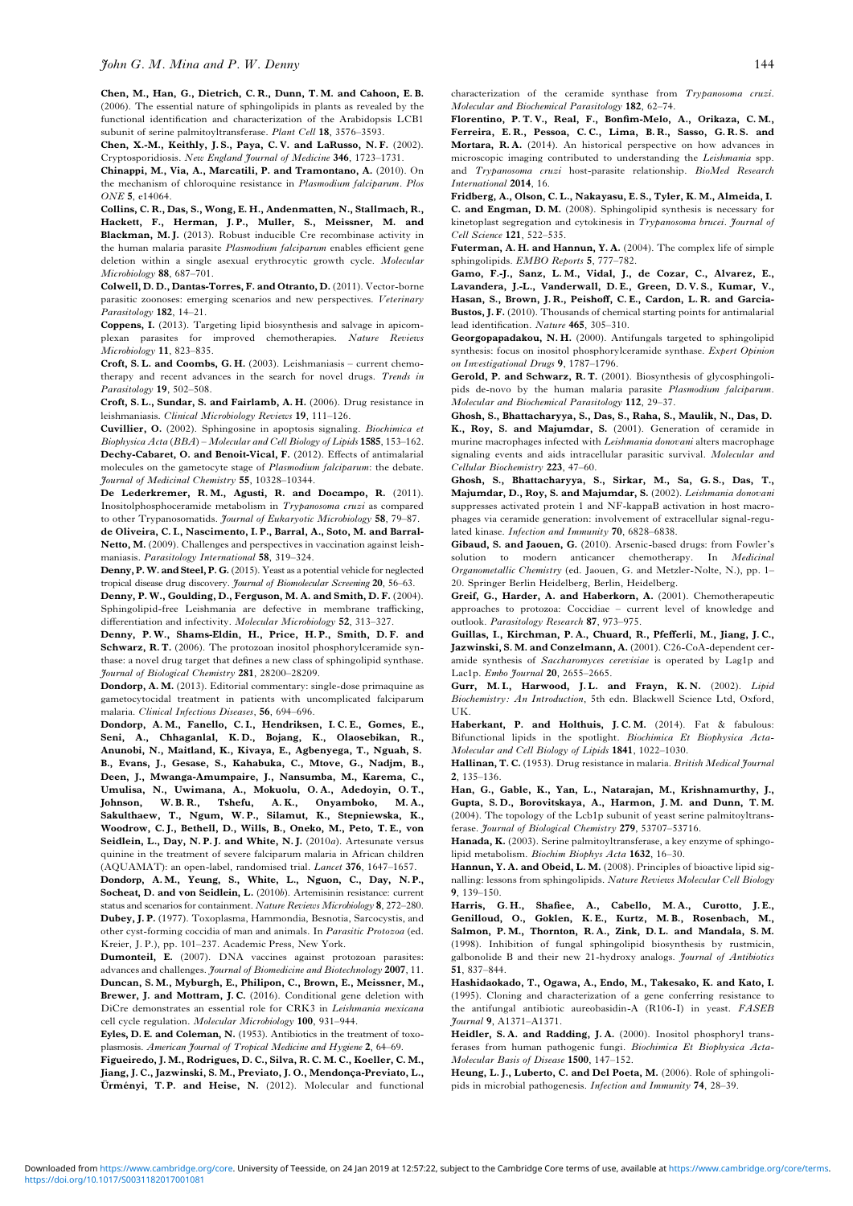**Chen, M., Han, G., Dietrich, C. R., Dunn, T. M. and Cahoon, E. B.** (2006). The essential nature of sphingolipids in plants as revealed by the functional identification and characterization of the Arabidopsis LCB1 subunit of serine palmitoyltransferase. *Plant Cell* **18**, 3576–3593.

**Chen, X.-M., Keithly, J. S., Paya, C. V. and LaRusso, N. F.** (2002). Cryptosporidiosis. *New England Journal of Medicine* **346**, 1723–1731.

**Chinappi, M., Via, A., Marcatili, P. and Tramontano, A.** (2010). On the mechanism of chloroquine resistance in *Plasmodium falciparum*. *Plos ONE* **5**, e14064.

**Collins, C. R., Das, S., Wong, E. H., Andenmatten, N., Stallmach, R., Hackett, F., Herman, J. P., Muller, S., Meissner, M. and Blackman, M. J.** (2013). Robust inducible Cre recombinase activity in the human malaria parasite *Plasmodium falciparum* enables efficient gene deletion within a single asexual erythrocytic growth cycle. *Molecular Microbiology* **88**, 687–701.

**Colwell, D. D., Dantas-Torres, F. and Otranto, D.** (2011). Vector-borne parasitic zoonoses: emerging scenarios and new perspectives. *Veterinary Parasitology* **182**, 14–21.

**Coppens, I.** (2013). Targeting lipid biosynthesis and salvage in apicomplexan parasites for improved chemotherapies. *Nature Reviews Microbiology* **11**, 823–835.

**Croft, S. L. and Coombs, G. H.** (2003). Leishmaniasis – current chemotherapy and recent advances in the search for novel drugs. *Trends in Parasitology* **19**, 502–508.

**Croft, S. L., Sundar, S. and Fairlamb, A. H.** (2006). Drug resistance in leishmaniasis. *Clinical Microbiology Reviews* **19**, 111–126.

**Cuvillier, O.** (2002). Sphingosine in apoptosis signaling. *Biochimica et Biophysica Acta (BBA) – Molecular and Cell Biology of Lipids* **1585**, 153–162.

**Dechy-Cabaret, O. and Benoit-Vical, F.** (2012). Effects of antimalarial molecules on the gametocyte stage of *Plasmodium falciparum*: the debate. *Journal of Medicinal Chemistry* **55**, 10328–10344.

**De Lederkremer, R. M., Agusti, R. and Docampo, R.** (2011). Inositolphosphoceramide metabolism in *Trypanosoma cruzi* as compared to other Trypanosomatids. *Journal of Eukaryotic Microbiology* **58**, 79–87.

**de Oliveira, C. I., Nascimento, I. P., Barral, A., Soto, M. and Barral-Netto, M.** (2009). Challenges and perspectives in vaccination against leishmaniasis. *Parasitology International* **58**, 319–324.

**Denny, P. W. and Steel, P. G.** (2015). Yeast as a potential vehicle for neglected tropical disease drug discovery. *Journal of Biomolecular Screening* **20**, 56–63.

**Denny, P. W., Goulding, D., Ferguson, M. A. and Smith, D. F.** (2004). Sphingolipid-free Leishmania are defective in membrane trafficking, differentiation and infectivity. *Molecular Microbiology* **52**, 313–327.

**Denny, P. W., Shams-Eldin, H., Price, H. P., Smith, D. F. and Schwarz, R. T.** (2006). The protozoan inositol phosphorylceramide synthase: a novel drug target that defines a new class of sphingolipid synthase. *Journal of Biological Chemistry* **281**, 28200–28209.

**Dondorp, A. M.** (2013). Editorial commentary: single-dose primaquine as gametocytocidal treatment in patients with uncomplicated falciparum malaria. *Clinical Infectious Diseases*, **56**, 694–696.

**Dondorp, A. M., Fanello, C. I., Hendriksen, I. C. E., Gomes, E., Seni, A., Chhaganlal, K. D., Bojang, K., Olaosebikan, R., Anunobi, N., Maitland, K., Kivaya, E., Agbenyega, T., Nguah, S. B., Evans, J., Gesase, S., Kahabuka, C., Mtove, G., Nadjm, B., Deen, J., Mwanga-Amumpaire, J., Nansumba, M., Karema, C., Umulisa, N., Uwimana, A., Mokuolu, O. A., Adedoyin, O. T., Johnson, W. B. R., Tshefu, A. K., Onyamboko, M. A., Sakulthaew, T., Ngum, W. P., Silamut, K., Stepniewska, K., Woodrow, C. J., Bethell, D., Wills, B., Oneko, M., Peto, T. E., von Seidlein, L., Day, N. P. J. and White, N. J.** (2010*a*). Artesunate versus quinine in the treatment of severe falciparum malaria in African children (AQUAMAT): an open-label, randomised trial. *Lancet* **376**, 1647–1657.

**Dondorp, A. M., Yeung, S., White, L., Nguon, C., Day, N. P., Socheat, D. and von Seidlein, L.** (2010*b*). Artemisinin resistance: current status and scenarios for containment. *Nature Reviews Microbiology* **8**, 272–280.

**Dubey, J. P.** (1977). Toxoplasma, Hammondia, Besnotia, Sarcocystis, and other cyst-forming coccidia of man and animals. In *Parasitic Protozoa* (ed. Kreier, J. P.), pp. 101–237. Academic Press, New York.

**Dumonteil, E.** (2007). DNA vaccines against protozoan parasites: advances and challenges. *Journal of Biomedicine and Biotechnology* **2007**, 11.

**Duncan, S. M., Myburgh, E., Philipon, C., Brown, E., Meissner, M., Brewer, J. and Mottram, J. C.** (2016). Conditional gene deletion with DiCre demonstrates an essential role for CRK3 in *Leishmania mexicana* cell cycle regulation. *Molecular Microbiology* **100**, 931–944.

**Eyles, D. E. and Coleman, N.** (1953). Antibiotics in the treatment of toxoplasmosis. *American Journal of Tropical Medicine and Hygiene* **2**, 64–69.

**Figueiredo, J. M., Rodrigues, D. C., Silva, R. C. M. C., Koeller, C. M., Jiang, J. C., Jazwinski, S. M., Previato, J. O., Mendonça-Previato, L., Ürményi, T. P. and Heise, N.** (2012). Molecular and functional characterization of the ceramide synthase from *Trypanosoma cruzi*. *Molecular and Biochemical Parasitology* **182**, 62–74.

**Florentino, P. T. V., Real, F., Bonfim-Melo, A., Orikaza, C. M., Ferreira, E. R., Pessoa, C. C., Lima, B. R., Sasso, G. R. S. and Mortara, R. A.** (2014). An historical perspective on how advances in microscopic imaging contributed to understanding the *Leishmania* spp. and *Trypanosoma cruzi* host-parasite relationship. *BioMed Research International* **2014**, 16.

**Fridberg, A., Olson, C. L., Nakayasu, E. S., Tyler, K. M., Almeida, I. C. and Engman, D. M.** (2008). Sphingolipid synthesis is necessary for kinetoplast segregation and cytokinesis in *Trypanosoma brucei*. *Journal of Cell Science* **121**, 522–535.

**Futerman, A. H. and Hannun, Y. A.** (2004). The complex life of simple sphingolipids. *EMBO Reports* **5**, 777–782.

**Gamo, F.-J., Sanz, L. M., Vidal, J., de Cozar, C., Alvarez, E., Lavandera, J.-L., Vanderwall, D. E., Green, D. V. S., Kumar, V., Hasan, S., Brown, J. R., Peishoff, C. E., Cardon, L. R. and Garcia-Bustos, J. F.** (2010). Thousands of chemical starting points for antimalarial lead identification. *Nature* **465**, 305–310.

**Georgopapadakou, N. H.** (2000). Antifungals targeted to sphingolipid synthesis: focus on inositol phosphorylceramide synthase. *Expert Opinion on Investigational Drugs* **9**, 1787–1796.

**Gerold, P. and Schwarz, R. T.** (2001). Biosynthesis of glycosphingolipids de-novo by the human malaria parasite *Plasmodium falciparum*. *Molecular and Biochemical Parasitology* **112**, 29–37.

**Ghosh, S., Bhattacharyya, S., Das, S., Raha, S., Maulik, N., Das, D. K., Roy, S. and Majumdar, S.** (2001). Generation of ceramide in murine macrophages infected with *Leishmania donovani* alters macrophage signaling events and aids intracellular parasitic survival. *Molecular and Cellular Biochemistry* **223**, 47–60.

**Ghosh, S., Bhattacharyya, S., Sirkar, M., Sa, G. S., Das, T., Majumdar, D., Roy, S. and Majumdar, S.** (2002). *Leishmania donovani* suppresses activated protein 1 and NF-kappaB activation in host macrophages via ceramide generation: involvement of extracellular signal-regulated kinase. *Infection and Immunity* **70**, 6828–6838.

**Gibaud, S. and Jaouen, G.** (2010). Arsenic-based drugs: from Fowler's solution to modern anticancer chemotherapy. In *Medicinal Organometallic Chemistry* (ed. Jaouen, G. and Metzler-Nolte, N.), pp. 1–20. Springer Berlin Heidelberg, Berlin, Heidelberg.

**Greif, G., Harder, A. and Haberkorn, A.** (2001). Chemotherapeutic approaches to protozoa: Coccidiae – current level of knowledge and outlook. *Parasitology Research* **87**, 973–975.

**Guillas, I., Kirchman, P. A., Chuard, R., Pfefferli, M., Jiang, J. C., Jazwinski, S. M. and Conzelmann, A.** (2001). C26-CoA-dependent ceramide synthesis of *Saccharomyces cerevisiae* is operated by Lag1p and Lac1p. *Embo Journal* **20**, 2655–2665.

**Gurr, M. I., Harwood, J. L. and Frayn, K. N.** (2002). *Lipid Biochemistry: An Introduction*, 5th edn. Blackwell Science Ltd, Oxford, UK.

**Haberkant, P. and Holthuis, J. C. M.** (2014). Fat & fabulous: Bifunctional lipids in the spotlight. *Biochimica Et Biophysica Acta-Molecular and Cell Biology of Lipids* **1841**, 1022–1030.

**Hallinan, T. C.** (1953). Drug resistance in malaria. *British Medical Journal* **2**, 135–136.

**Han, G., Gable, K., Yan, L., Natarajan, M., Krishnamurthy, J., Gupta, S. D., Borovitskaya, A., Harmon, J. M. and Dunn, T. M.** (2004). The topology of the Lcb1p subunit of yeast serine palmitoyltransferase. *Journal of Biological Chemistry* **279**, 53707–53716.

**Hanada, K.** (2003). Serine palmitoyltransferase, a key enzyme of sphingolipid metabolism. *Biochim Biophys Acta* **1632**, 16–30.

**Hannun, Y. A. and Obeid, L. M.** (2008). Principles of bioactive lipid signalling: lessons from sphingolipids. *Nature Reviews Molecular Cell Biology* **9**, 139–150.

**Harris, G. H., Shafiee, A., Cabello, M. A., Curotto, J. E., Genilloud, O., Goklen, K. E., Kurtz, M. B., Rosenbach, M., Salmon, P. M., Thornton, R. A., Zink, D. L. and Mandala, S. M.** (1998). Inhibition of fungal sphingolipid biosynthesis by rustmicin, galbonolide B and their new 21-hydroxy analogs. *Journal of Antibiotics* **51**, 837–844.

**Hashidaokado, T., Ogawa, A., Endo, M., Takesako, K. and Kato, I.** (1995). Cloning and characterization of a gene conferring resistance to the antifungal antibiotic aureobasidin-A (R106-I) in yeast. *FASEB Journal* **9**, A1371–A1371.

**Heidler, S. A. and Radding, J. A.** (2000). Inositol phosphoryl transferases from human pathogenic fungi. *Biochimica Et Biophysica Acta-Molecular Basis of Disease* **1500**, 147–152.

**Heung, L. J., Luberto, C. and Del Poeta, M.** (2006). Role of sphingolipids in microbial pathogenesis. *Infection and Immunity* **74**, 28–39.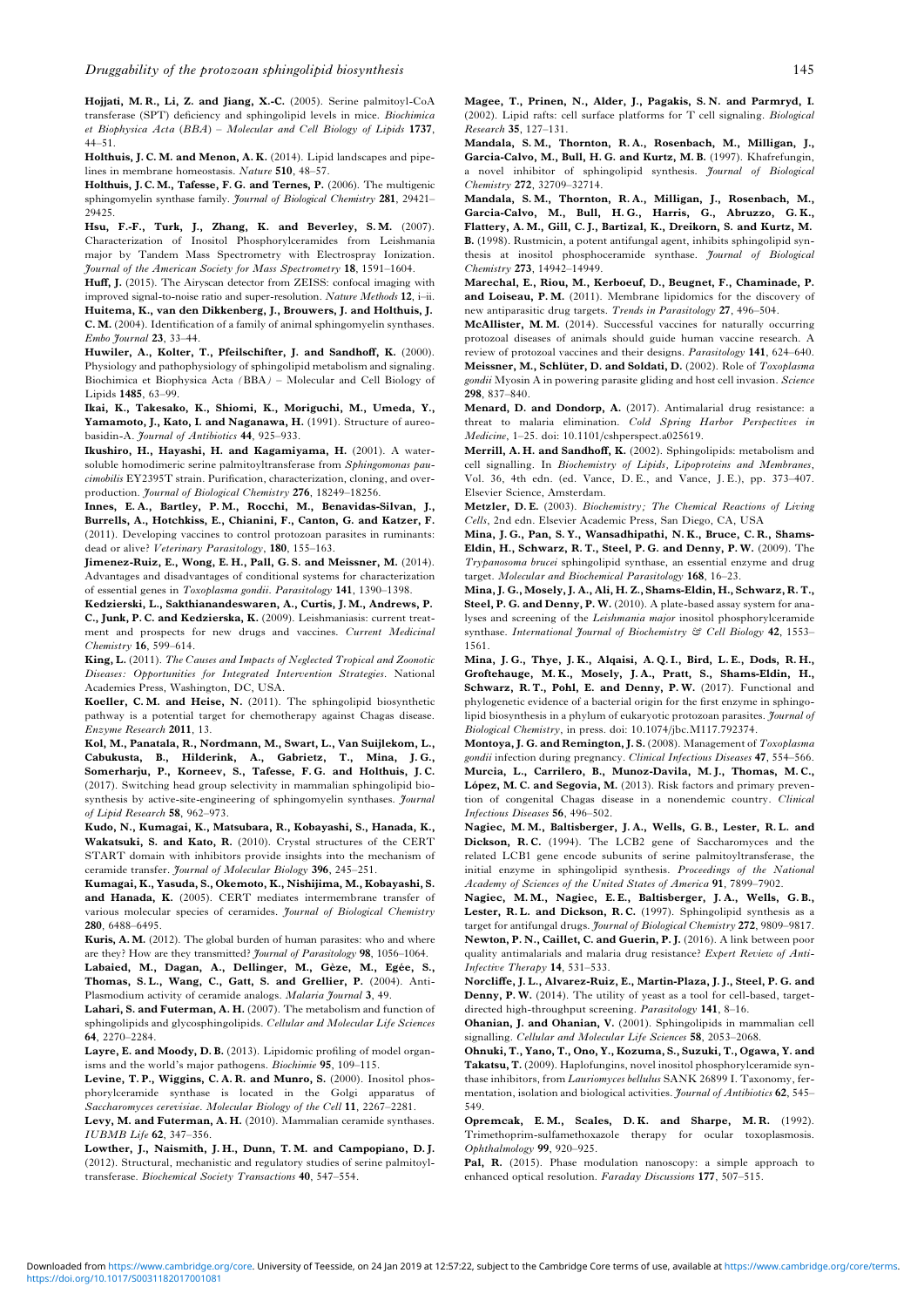**Hojjati, M. R., Li, Z. and Jiang, X.-C.** (2005). Serine palmitoyl-CoA transferase (SPT) deficiency and sphingolipid levels in mice. *Biochimica et Biophysica Acta (BBA) – Molecular and Cell Biology of Lipids* **1737**, 44–51.

**Holthuis, J. C. M. and Menon, A. K.** (2014). Lipid landscapes and pipelines in membrane homeostasis. *Nature* **510**, 48–57.

**Holthuis, J. C. M., Tafesse, F. G. and Ternes, P.** (2006). The multigenic sphingomyelin synthase family. *Journal of Biological Chemistry* **281**, 29421–29425.

**Hsu, F.-F., Turk, J., Zhang, K. and Beverley, S. M.** (2007). Characterization of Inositol Phosphorylceramides from Leishmania major by Tandem Mass Spectrometry with Electrospray Ionization. *Journal of the American Society for Mass Spectrometry* **18**, 1591–1604.

**Huff, J.** (2015). The Airyscan detector from ZEISS: confocal imaging with improved signal-to-noise ratio and super-resolution. *Nature Methods* **12**, i–ii.

**Huitema, K., van den Dikkenberg, J., Brouwers, J. and Holthuis, J. C. M.** (2004). Identification of a family of animal sphingomyelin synthases. *Embo Journal* **23**, 33–44.

**Huwiler, A., Kolter, T., Pfeilschifter, J. and Sandhoff, K.** (2000). Physiology and pathophysiology of sphingolipid metabolism and signaling. Biochimica et Biophysica Acta (BBA) – Molecular and Cell Biology of Lipids **1485**, 63–99.

**Ikai, K., Takesako, K., Shiomi, K., Moriguchi, M., Umeda, Y., Yamamoto, J., Kato, I. and Naganawa, H.** (1991). Structure of aureobasidin-A. *Journal of Antibiotics* **44**, 925–933.

**Ikushiro, H., Hayashi, H. and Kagamiyama, H.** (2001). A water-soluble homodimeric serine palmitoyltransferase from *Sphingomonas paucimobilis* EY2395T strain. Purification, characterization, cloning, and overproduction. *Journal of Biological Chemistry* **276**, 18249–18256.

**Innes, E. A., Bartley, P. M., Rocchi, M., Benavidas-Silvan, J., Burrells, A., Hotchkiss, E., Chianini, F., Canton, G. and Katzer, F.** (2011). Developing vaccines to control protozoan parasites in ruminants: dead or alive? *Veterinary Parasitology*, **180**, 155–163.

**Jimenez-Ruiz, E., Wong, E. H., Pall, G. S. and Meissner, M.** (2014). Advantages and disadvantages of conditional systems for characterization of essential genes in *Toxoplasma gondii*. *Parasitology* **141**, 1390–1398.

**Kedzierski, L., Sakthianandeswaren, A., Curtis, J. M., Andrews, P. C., Junk, P. C. and Kedzierska, K.** (2009). Leishmaniasis: current treatment and prospects for new drugs and vaccines. *Current Medicinal Chemistry* **16**, 599–614.

**King, L.** (2011). *The Causes and Impacts of Neglected Tropical and Zoonotic Diseases: Opportunities for Integrated Intervention Strategies*. National Academies Press, Washington, DC, USA.

**Koeller, C. M. and Heise, N.** (2011). The sphingolipid biosynthetic pathway is a potential target for chemotherapy against Chagas disease. *Enzyme Research* **2011**, 13.

**Kol, M., Panatala, R., Nordmann, M., Swart, L., Van Suijlekom, L., Cabukusta, B., Hilderink, A., Gabrietz, T., Mina, J. G., Somerharju, P., Korneev, S., Tafesse, F. G. and Holthuis, J. C.** (2017). Switching head group selectivity in mammalian sphingolipid biosynthesis by active-site-engineering of sphingomyelin synthases. *Journal of Lipid Research* **58**, 962–973.

**Kudo, N., Kumagai, K., Matsubara, R., Kobayashi, S., Hanada, K., Wakatsuki, S. and Kato, R.** (2010). Crystal structures of the CERT START domain with inhibitors provide insights into the mechanism of ceramide transfer. *Journal of Molecular Biology* **396**, 245–251.

**Kumagai, K., Yasuda, S., Okemoto, K., Nishijima, M., Kobayashi, S. and Hanada, K.** (2005). CERT mediates intermembrane transfer of various molecular species of ceramides. *Journal of Biological Chemistry* **280**, 6488–6495.

**Kuris, A. M.** (2012). The global burden of human parasites: who and where are they? How are they transmitted? *Journal of Parasitology* **98**, 1056–1064.

**Labaied, M., Dagan, A., Dellinger, M., Gèze, M., Egée, S., Thomas, S. L., Wang, C., Gatt, S. and Grellier, P.** (2004). Anti-Plasmodium activity of ceramide analogs. *Malaria Journal* **3**, 49.

**Lahari, S. and Futerman, A. H.** (2007). The metabolism and function of sphingolipids and glycosphingolipids. *Cellular and Molecular Life Sciences* **64**, 2270–2284.

**Layre, E. and Moody, D. B.** (2013). Lipidomic profiling of model organisms and the world's major pathogens. *Biochimie* **95**, 109–115.

**Levine, T. P., Wiggins, C. A. R. and Munro, S.** (2000). Inositol phosphorylceramide synthase is located in the Golgi apparatus of *Saccharomyces cerevisiae*. *Molecular Biology of the Cell* **11**, 2267–2281.

**Levy, M. and Futerman, A. H.** (2010). Mammalian ceramide synthases. *IUBMB Life* **62**, 347–356.

**Lowther, J., Naismith, J. H., Dunn, T. M. and Campopiano, D. J.** (2012). Structural, mechanistic and regulatory studies of serine palmitoyltransferase. *Biochemical Society Transactions* **40**, 547–554.

**Magee, T., Prinen, N., Alder, J., Pagakis, S. N. and Parmryd, I.** (2002). Lipid rafts: cell surface platforms for T cell signaling. *Biological Research* **35**, 127–131.

**Mandala, S. M., Thornton, R. A., Rosenbach, M., Milligan, J., Garcia-Calvo, M., Bull, H. G. and Kurtz, M. B.** (1997). Khafrefungin, a novel inhibitor of sphingolipid synthesis. *Journal of Biological Chemistry* **272**, 32709–32714.

**Mandala, S. M., Thornton, R. A., Milligan, J., Rosenbach, M., Garcia-Calvo, M., Bull, H. G., Harris, G., Abruzzo, G. K., Flattery, A. M., Gill, C. J., Bartizal, K., Dreikorn, S. and Kurtz, M. B.** (1998). Rustmicin, a potent antifungal agent, inhibits sphingolipid synthesis at inositol phosphoceramide synthase. *Journal of Biological Chemistry* **273**, 14942–14949.

**Marechal, E., Riou, M., Kerboeuf, D., Beugnet, F., Chaminade, P. and Loiseau, P. M.** (2011). Membrane lipidomics for the discovery of new antiparasitic drug targets. *Trends in Parasitology* **27**, 496–504.

**McAllister, M. M.** (2014). Successful vaccines for naturally occurring protozoal diseases of animals should guide human vaccine research. A review of protozoal vaccines and their designs. *Parasitology* **141**, 624–640.

**Meissner, M., Schlüter, D. and Soldati, D.** (2002). Role of *Toxoplasma gondii* Myosin A in powering parasite gliding and host cell invasion. *Science* **298**, 837–840.

**Menard, D. and Dondorp, A.** (2017). Antimalarial drug resistance: a threat to malaria elimination. *Cold Spring Harbor Perspectives in Medicine*, 1–25. doi: 10.1101/cshperspect.a025619.

**Merrill, A. H. and Sandhoff, K.** (2002). Sphingolipids: metabolism and cell signaling. In *Biochemistry of Lipids, Lipoproteins and Membranes*, Vol. 36, 4th edn. (ed. Vance, D. E., and Vance, J. E.), pp. 373–407. Elsevier Science, Amsterdam.

**Metzler, D. E.** (2003). *Biochemistry; The Chemical Reactions of Living Cells*, 2nd edn. Elsevier Academic Press, San Diego, CA, USA

**Mina, J. G., Pan, S. Y., Wansadhipathi, N. K., Bruce, C. R., Shams-Eldin, H., Schwarz, R. T., Steel, P. G. and Denny, P. W.** (2009). The *Trypanosoma brucei* sphingolipid synthase, an essential enzyme and drug target. *Molecular and Biochemical Parasitology* **168**, 16–23.

**Mina, J. G., Mosely, J. A., Ali, H. Z., Shams-Eldin, H., Schwarz, R. T., Steel, P. G. and Denny, P. W.** (2010). A plate-based assay system for analyses and screening of the *Leishmania major* inositol phosphorylceramide synthase. *International Journal of Biochemistry & Cell Biology* **42**, 1553–1561.

**Mina, J. G., Thye, J. K., Alqaisi, A. Q. I., Bird, L. E., Dods, R. H., Groftehauge, M. K., Mosely, J. A., Pratt, S., Shams-Eldin, H., Schwarz, R. T., Pohl, E. and Denny, P. W.** (2017). Functional and phylogenetic evidence of a bacterial origin for the first enzyme in sphingolipid biosynthesis in a phylum of eukaryotic protozoan parasites. *Journal of Biological Chemistry*, in press. doi: 10.1074/jbc.M117.792374.

**Montoya, J. G. and Remington, J. S.** (2008). Management of *Toxoplasma gondii* infection during pregnancy. *Clinical Infectious Diseases* **47**, 554–566.

**Murcia, L., Carrilero, B., Munoz-Davila, M. J., Thomas, M. C., López, M. C. and Segovia, M.** (2013). Risk factors and primary prevention of congenital Chagas disease in a nonendemic country. *Clinical Infectious Diseases* **56**, 496–502.

**Nagiec, M. M., Baltisberger, J. A., Wells, G. B., Lester, R. L. and Dickson, R. C.** (1994). The LCB2 gene of Saccharomyces and the related LCB1 gene encode subunits of serine palmitoyltransferase, the initial enzyme in sphingolipid synthesis. *Proceedings of the National Academy of Sciences of the United States of America* **91**, 7899–7902.

**Nagiec, M. M., Nagiec, E. E., Baltisberger, J. A., Wells, G. B., Lester, R. L. and Dickson, R. C.** (1997). Sphingolipid synthesis as a target for antifungal drugs. *Journal of Biological Chemistry* **272**, 9809–9817.

**Newton, P. N., Caillet, C. and Guerin, P. J.** (2016). A link between poor quality antimalarials and malaria drug resistance? *Expert Review of Anti-Infective Therapy* **14**, 531–533.

**Norcliffe, J. L., Alvarez-Ruiz, E., Martin-Plaza, J. J., Steel, P. G. and Denny, P. W.** (2014). The utility of yeast as a tool for cell-based, target-directed high-throughput screening. *Parasitology* **141**, 8–16.

**Ohanian, J. and Ohanian, V.** (2001). Sphingolipids in mammalian cell signalling. *Cellular and Molecular Life Sciences* **58**, 2053–2068.

**Ohnuki, T., Yano, T., Ono, Y., Kozuma, S., Suzuki, T., Ogawa, Y. and Takatsu, T.** (2009). Haplofungins, novel inositol phosphorylceramide synthase inhibitors, from *Lauriomyces bellulus* SANK 26899 I. Taxonomy, fermentation, isolation and biological activities. *Journal of Antibiotics* **62**, 545–549.

**Opremcak, E. M., Scales, D. K. and Sharpe, M. R.** (1992). Trimethoprim-sulfamethoxazole therapy for ocular toxoplasmosis. *Ophthalmology* **99**, 920–925.

**Pal, R.** (2015). Phase modulation nanoscopy: a simple approach to enhanced optical resolution. *Faraday Discussions* **177**, 507–515.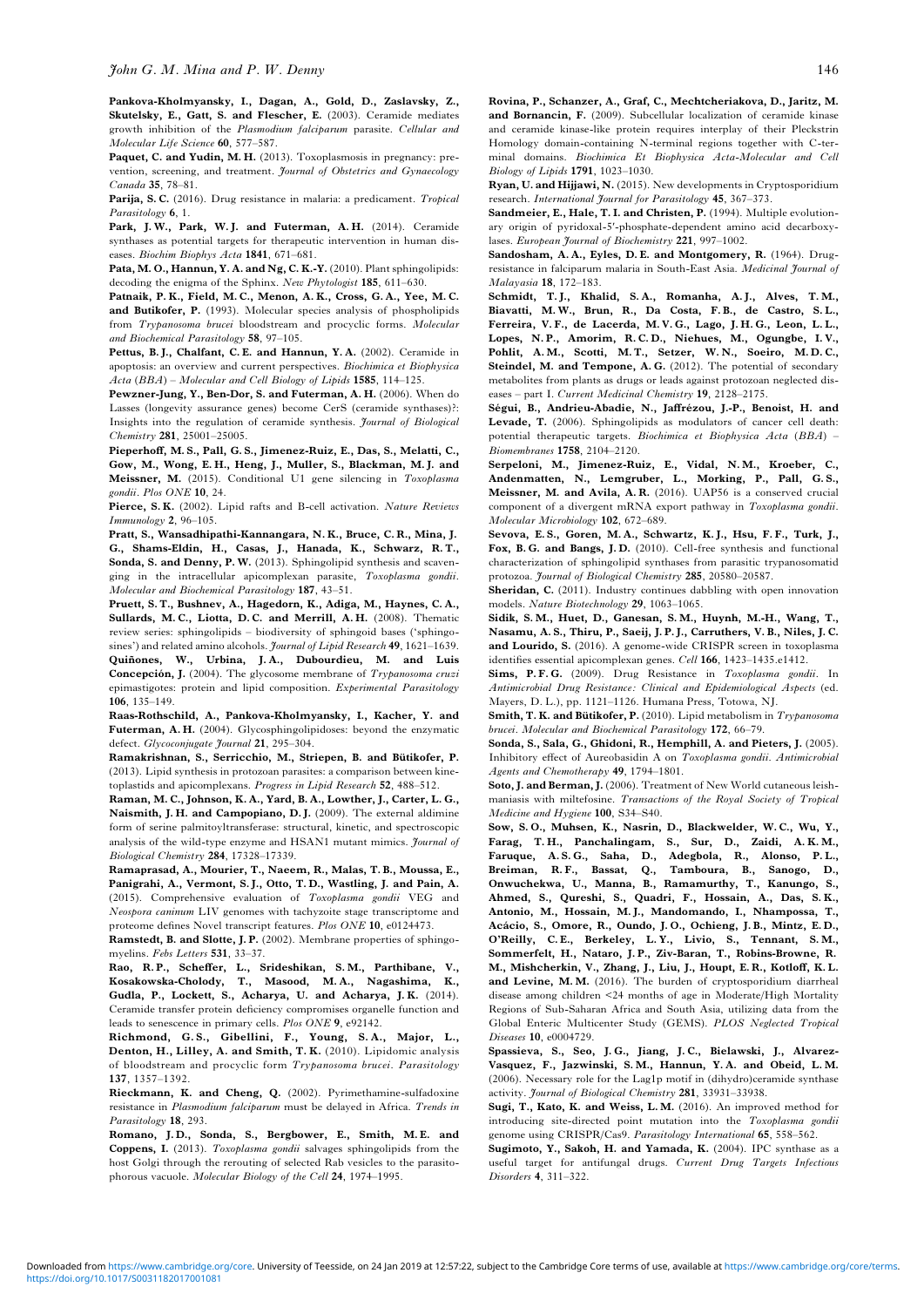**Pankova-Kholmyansky, I., Dagan, A., Gold, D., Zaslavsky, Z., Skutelsky, E., Gatt, S. and Flescher, E.** (2003). Ceramide mediates growth inhibition of the *Plasmodium falciparum* parasite. *Cellular and Molecular Life Science* **60**, 577–587.

**Paquet, C. and Yudin, M. H.** (2013). Toxoplasmosis in pregnancy: prevention, screening, and treatment. *Journal of Obstetrics and Gynaecology Canada* **35**, 78–81.

**Parija, S. C.** (2016). Drug resistance in malaria: a predicament. *Tropical Parasitology* **6**, 1.

**Park, J. W., Park, W. J. and Futerman, A. H.** (2014). Ceramide synthases as potential targets for therapeutic intervention in human diseases. *Biochim Biophys Acta* **1841**, 671–681.

**Pata, M. O., Hannun, Y. A. and Ng, C. K.-Y.** (2010). Plant sphingolipids: decoding the enigma of the Sphinx. *New Phytologist* **185**, 611–630.

**Patnaik, P. K., Field, M. C., Menon, A. K., Cross, G. A., Yee, M. C. and Butikofer, P.** (1993). Molecular species analysis of phospholipids from *Trypanosoma brucei* bloodstream and procyclic forms. *Molecular and Biochemical Parasitology* **58**, 97–105.

**Pettus, B. J., Chalfant, C. E. and Hannun, Y. A.** (2002). Ceramide in apoptosis: an overview and current perspectives. *Biochimica et Biophysica Acta (BBA) – Molecular and Cell Biology of Lipids* **1585**, 114–125.

**Pewzner-Jung, Y., Ben-Dor, S. and Futerman, A. H.** (2006). When do Lasses (longevity assurance genes) become CerS (ceramide synthases)?: Insights into the regulation of ceramide synthesis. *Journal of Biological Chemistry* **281**, 25001–25005.

**Pieperhoff, M. S., Pall, G. S., Jimenez-Ruiz, E., Das, S., Melatti, C., Gow, M., Wong, E. H., Heng, J., Muller, S., Blackman, M. J. and Meissner, M.** (2015). Conditional U1 gene silencing in *Toxoplasma gondii*. *Plos ONE* **10**, 24.

**Pierce, S. K.** (2002). Lipid rafts and B-cell activation. *Nature Reviews Immunology* **2**, 96–105.

**Pratt, S., Wansadhipathi-Kannangara, N. K., Bruce, C. R., Mina, J. G., Shams-Eldin, H., Casas, J., Hanada, K., Schwarz, R. T., Sonda, S. and Denny, P. W.** (2013). Sphingolipid synthesis and scavenging in the intracellular apicomplexan parasite, *Toxoplasma gondii*. *Molecular and Biochemical Parasitology* **187**, 43–51.

**Pruett, S. T., Bushnev, A., Hagedorn, K., Adiga, M., Haynes, C. A., Sullards, M. C., Liotta, D. C. and Merrill, A. H.** (2008). Thematic review series: sphingolipids – biodiversity of sphingoid bases ('sphingosines') and related amino alcohols. *Journal of Lipid Research* **49**, 1621–1639.

**Quiñones, W., Urbina, J. A., Dubourdieu, M. and Luis Concepción, J.** (2004). The glycosome membrane of *Trypanosoma cruzi* epimastigotes: protein and lipid composition. *Experimental Parasitology* **106**, 135–149.

**Raas-Rothschild, A., Pankova-Kholmyansky, I., Kacher, Y. and Futerman, A. H.** (2004). Glycosphingolipidoses: beyond the enzymatic defect. *Glycoconjugate Journal* **21**, 295–304.

**Ramakrishnan, S., Serricchio, M., Striepen, B. and Bütikofer, P.** (2013). Lipid synthesis in protozoan parasites: a comparison between kinetoplastids and apicomplexans. *Progress in Lipid Research* **52**, 488–512.

**Raman, M. C., Johnson, K. A., Yard, B. A., Lowther, J., Carter, L. G., Naismith, J. H. and Campopiano, D. J.** (2009). The external aldimine form of serine palmitoyltransferase: structural, kinetic, and spectroscopic analysis of the wild-type enzyme and HSAN1 mutant mimics. *Journal of Biological Chemistry* **284**, 17328–17339.

**Ramaprasad, A., Mourier, T., Naeem, R., Malas, T. B., Moussa, E., Panigrahi, A., Vermont, S. J., Otto, T. D., Wastling, J. and Pain, A.** (2015). Comprehensive evaluation of *Toxoplasma gondii* VEG and *Neospora caninum* LIV genomes with tachyzoite stage transcriptome and proteome defines Novel transcript features. *Plos ONE* **10**, e0124473.

**Ramstedt, B. and Slotte, J. P.** (2002). Membrane properties of sphingomyelins. *Febs Letters* **531**, 33–37.

**Rao, R. P., Scheffer, L., Srideshikan, S. M., Parthibane, V., Kosakowska-Cholody, T., Masood, M. A., Nagashima, K., Gudla, P., Lockett, S., Acharya, U. and Acharya, J. K.** (2014). Ceramide transfer protein deficiency compromises organelle function and leads to senescence in primary cells. *Plos ONE* **9**, e92142.

**Richmond, G. S., Gibellini, F., Young, S. A., Major, L., Denton, H., Lilley, A. and Smith, T. K.** (2010). Lipidomic analysis of bloodstream and procyclic form *Trypanosoma brucei*. *Parasitology* **137**, 1357–1392.

**Rieckmann, K. and Cheng, Q.** (2002). Pyrimethamine-sulfadoxine resistance in *Plasmodium falciparum* must be delayed in Africa. *Trends in Parasitology* **18**, 293.

**Romano, J. D., Sonda, S., Bergbower, E., Smith, M. E. and Coppens, I.** (2013). *Toxoplasma gondii* salvages sphingolipids from the host Golgi through the rerouting of selected Rab vesicles to the parasitophorous vacuole. *Molecular Biology of the Cell* **24**, 1974–1995.

**Rovina, P., Schanzer, A., Graf, C., Mechtcheriakova, D., Jaritz, M. and Bornancin, F.** (2009). Subcellular localization of ceramide kinase and ceramide kinase-like protein requires interplay of their Pleckstrin Homology domain-containing N-terminal regions together with C-terminal domains. *Biochimica Et Biophysica Acta-Molecular and Cell Biology of Lipids* **1791**, 1023–1030.

**Ryan, U. and Hijjawi, N.** (2015). New developments in Cryptosporidium research. *International Journal for Parasitology* **45**, 367–373.

**Sandmeier, E., Hale, T. I. and Christen, P.** (1994). Multiple evolutionary origin of pyridoxal-5′-phosphate-dependent amino acid decarboxylases. *European Journal of Biochemistry* **221**, 997–1002.

**Sandosham, A. A., Eyles, D. E. and Montgomery, R.** (1964). Drug-resistance in falciparum malaria in South-East Asia. *Medicinal Journal of Malayasia* **18**, 172–183.

**Schmidt, T. J., Khalid, S. A., Romanha, A. J., Alves, T. M., Biavatti, M. W., Brun, R., Da Costa, F. B., de Castro, S. L., Ferreira, V. F., de Lacerda, M. V. G., Lago, J. H. G., Leon, L. L., Lopes, N. P., Amorim, R. C. D., Niehues, M., Ogungbe, I. V., Pohlit, A. M., Scotti, M. T., Setzer, W. N., Soeiro, M. D. C., Steindel, M. and Tempone, A. G.** (2012). The potential of secondary metabolites from plants as drugs or leads against protozoan neglected diseases – part I. *Current Medicinal Chemistry* **19**, 2128–2175.

**Ségui, B., Andrieu-Abadie, N., Jaffrézou, J.-P., Benoist, H. and Levade, T.** (2006). Sphingolipids as modulators of cancer cell death: potential therapeutic targets. *Biochimica et Biophysica Acta (BBA) – Biomembranes* **1758**, 2104–2120.

**Serpeloni, M., Jimenez-Ruiz, E., Vidal, N. M., Kroeber, C., Andenmatten, N., Lemgruber, L., Morking, P., Pall, G. S., Meissner, M. and Avila, A. R.** (2016). UAP56 is a conserved crucial component of a divergent mRNA export pathway in *Toxoplasma gondii*. *Molecular Microbiology* **102**, 672–689.

**Sevova, E. S., Goren, M. A., Schwartz, K. J., Hsu, F. F., Turk, J., Fox, B. G. and Bangs, J. D.** (2010). Cell-free synthesis and functional characterization of sphingolipid synthases from parasitic trypanosomatid protozoa. *Journal of Biological Chemistry* **285**, 20580–20587.

**Sheridan, C.** (2011). Industry continues dabbling with open innovation models. *Nature Biotechnology* **29**, 1063–1065.

**Sidik, S. M., Huet, D., Ganesan, S. M., Huynh, M.-H., Wang, T., Nasamu, A. S., Thiru, P., Saeij, J. P. J., Carruthers, V. B., Niles, J. C. and Lourido, S.** (2016). A genome-wide CRISPR screen in toxoplasma identifies essential apicomplexan genes. *Cell* **166**, 1423–1435.e1412.

**Sims, P. F. G.** (2009). Drug Resistance in *Toxoplasma gondii*. In *Antimicrobial Drug Resistance: Clinical and Epidemiological Aspects* (ed. Mayers, D. L.), pp. 1121–1126. Humana Press, Totowa, NJ.

**Smith, T. K. and Bütikofer, P.** (2010). Lipid metabolism in *Trypanosoma brucei*. *Molecular and Biochemical Parasitology* **172**, 66–79.

**Sonda, S., Sala, G., Ghidoni, R., Hemphill, A. and Pieters, J.** (2005). Inhibitory effect of Aureobasidin A on *Toxoplasma gondii*. *Antimicrobial Agents and Chemotherapy* **49**, 1794–1801.

**Soto, J. and Berman, J.** (2006). Treatment of New World cutaneous leishmaniasis with miltefosine. *Transactions of the Royal Society of Tropical Medicine and Hygiene* **100**, S34–S40.

**Sow, S. O., Muhsen, K., Nasrin, D., Blackwelder, W. C., Wu, Y., Farag, T. H., Panchalingam, S., Sur, D., Zaidi, A. K. M., Faruque, A. S. G., Saha, D., Adegbola, R., Alonso, P. L., Breiman, R. F., Bassat, Q., Tamboura, B., Sanogo, D., Onwuchekwa, U., Manna, B., Ramamurthy, T., Kanungo, S., Ahmed, S., Qureshi, S., Quadri, F., Hossain, A., Das, S. K., Antonio, M., Hossain, M. J., Mandomando, I., Nhampossa, T., Acácio, S., Omore, R., Oundo, J. O., Ochieng, J. B., Mintz, E. D., O'Reilly, C. E., Berkeley, L. Y., Livio, S., Tennant, S. M., Sommerfelt, H., Nataro, J. P., Ziv-Baran, T., Robins-Browne, R. M., Mishcherkin, V., Zhang, J., Liu, J., Houpt, E. R., Kotloff, K. L. and Levine, M. M.** (2016). The burden of cryptosporidium diarrheal disease among children <24 months of age in Moderate/High Mortality Regions of Sub-Saharan Africa and South Asia, utilizing data from the Global Enteric Multicenter Study (GEMS). *PLOS Neglected Tropical Diseases* **10**, e0004729.

**Spassieva, S., Seo, J. G., Jiang, J. C., Bielawski, J., Alvarez-Vasquez, F., Jazwinski, S. M., Hannun, Y. A. and Obeid, L. M.** (2006). Necessary role for the Lag1p motif in (dihydro)ceramide synthase activity. *Journal of Biological Chemistry* **281**, 33931–33938.

**Sugi, T., Kato, K. and Weiss, L. M.** (2016). An improved method for introducing site-directed point mutation into the *Toxoplasma gondii* genome using CRISPR/Cas9. *Parasitology International* **65**, 558–562.

**Sugimoto, Y., Sakoh, H. and Yamada, K.** (2004). IPC synthase as a useful target for antifungal drugs. *Current Drug Targets Infectious Disorders* **4**, 311–322.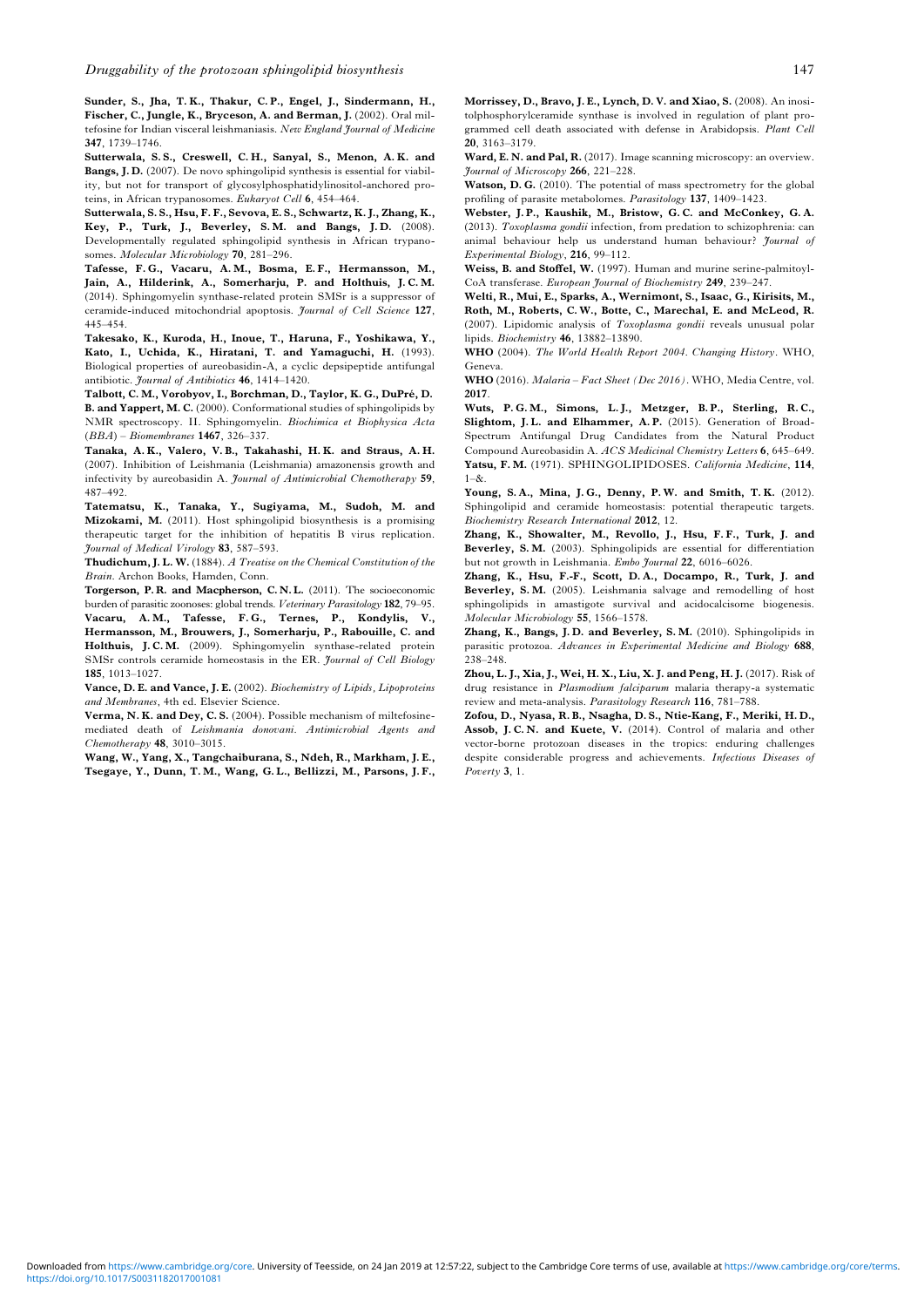**Sunder, S., Jha, T. K., Thakur, C. P., Engel, J., Sindermann, H., Fischer, C., Jungle, K., Bryceson, A. and Berman, J.** (2002). Oral miltefosine for Indian visceral leishmaniasis. *New England Journal of Medicine* **347**, 1739–1746.

**Sutterwala, S. S., Creswell, C. H., Sanyal, S., Menon, A. K. and Bangs, J. D.** (2007). De novo sphingolipid synthesis is essential for viability, but not for transport of glycosylphosphatidylinositol-anchored proteins, in African trypanosomes. *Eukaryot Cell* **6**, 454–464.

**Sutterwala, S. S., Hsu, F. F., Sevova, E. S., Schwartz, K. J., Zhang, K., Key, P., Turk, J., Beverley, S. M. and Bangs, J. D.** (2008). Developmentally regulated sphingolipid synthesis in African trypanosomes. *Molecular Microbiology* **70**, 281–296.

**Tafesse, F. G., Vacaru, A. M., Bosma, E. F., Hermansson, M., Jain, A., Hilderink, A., Somerharju, P. and Holthuis, J. C. M.** (2014). Sphingomyelin synthase-related protein SMSr is a suppressor of ceramide-induced mitochondrial apoptosis. *Journal of Cell Science* **127**, 445–454.

**Takesako, K., Kuroda, H., Inoue, T., Haruna, F., Yoshikawa, Y., Kato, I., Uchida, K., Hiratani, T. and Yamaguchi, H.** (1993). Biological properties of aureobasidin-A, a cyclic depsipeptide antifungal antibiotic. *Journal of Antibiotics* **46**, 1414–1420.

**Talbott, C. M., Vorobyov, I., Borchman, D., Taylor, K. G., DuPré, D. B. and Yappert, M. C.** (2000). Conformational studies of sphingolipids by NMR spectroscopy. II. Sphingomyelin. *Biochimica et Biophysica Acta (BBA) – Biomembranes* **1467**, 326–337.

**Tanaka, A. K., Valero, V. B., Takahashi, H. K. and Straus, A. H.** (2007). Inhibition of Leishmania (Leishmania) amazonensis growth and infectivity by aureobasidin A. *Journal of Antimicrobial Chemotherapy* **59**, 487–492.

**Tatematsu, K., Tanaka, Y., Sugiyama, M., Sudoh, M. and Mizokami, M.** (2011). Host sphingolipid biosynthesis is a promising therapeutic target for the inhibition of hepatitis B virus replication. *Journal of Medical Virology* **83**, 587–593.

**Thudichum, J. L. W.** (1884). *A Treatise on the Chemical Constitution of the Brain*. Archon Books, Hamden, Conn.

**Torgerson, P. R. and Macpherson, C. N. L.** (2011). The socioeconomic burden of parasitic zoonoses: global trends. *Veterinary Parasitology* **182**, 79–95.

**Vacaru, A. M., Tafesse, F. G., Ternes, P., Kondylis, V., Hermansson, M., Brouwers, J., Somerharju, P., Rabouille, C. and Holthuis, J. C. M.** (2009). Sphingomyelin synthase-related protein SMSr controls ceramide homeostasis in the ER. *Journal of Cell Biology* **185**, 1013–1027.

**Vance, D. E. and Vance, J. E.** (2002). *Biochemistry of Lipids, Lipoproteins and Membranes*, 4th ed. Elsevier Science.

**Verma, N. K. and Dey, C. S.** (2004). Possible mechanism of miltefosine-mediated death of *Leishmania donovani*. *Antimicrobial Agents and Chemotherapy* **48**, 3010–3015.

**Wang, W., Yang, X., Tangchaiburana, S., Ndeh, R., Markham, J. E., Tsegaye, Y., Dunn, T. M., Wang, G. L., Bellizzi, M., Parsons, J. F., Morrissey, D., Bravo, J. E., Lynch, D. V. and Xiao, S.** (2008). An inositolphosphorylceramide synthase is involved in regulation of plant programmed cell death associated with defense in Arabidopsis. *Plant Cell* **20**, 3163–3179.

**Ward, E. N. and Pal, R.** (2017). Image scanning microscopy: an overview. *Journal of Microscopy* **266**, 221–228.

**Watson, D. G.** (2010). The potential of mass spectrometry for the global profiling of parasite metabolomes. *Parasitology* **137**, 1409–1423.

**Webster, J. P., Kaushik, M., Bristow, G. C. and McConkey, G. A.** (2013). *Toxoplasma gondii* infection, from predation to schizophrenia: can animal behaviour help us understand human behaviour? *Journal of Experimental Biology*, **216**, 99–112.

**Weiss, B. and Stoffel, W.** (1997). Human and murine serine-palmitoyl-CoA transferase. *European Journal of Biochemistry* **249**, 239–247.

**Welti, R., Mui, E., Sparks, A., Wernimont, S., Isaac, G., Kirisits, M., Roth, M., Roberts, C. W., Botte, C., Marechal, E. and McLeod, R.** (2007). Lipidomic analysis of *Toxoplasma gondii* reveals unusual polar lipids. *Biochemistry* **46**, 13882–13890.

**WHO** (2004). *The World Health Report 2004. Changing History*. WHO, Geneva.

**WHO** (2016). *Malaria – Fact Sheet (Dec 2016)*. WHO, Media Centre, vol. **2017**.

**Wuts, P. G. M., Simons, L. J., Metzger, B. P., Sterling, R. C., Slightom, J. L. and Elhammer, A. P.** (2015). Generation of Broad-Spectrum Antifungal Drug Candidates from the Natural Product Compound Aureobasidin A. *ACS Medicinal Chemistry Letters* **6**, 645–649.

**Yatsu, F. M.** (1971). SPHINGOLIPIDOSES. *California Medicine*, **114**, 1–&.

**Young, S. A., Mina, J. G., Denny, P. W. and Smith, T. K.** (2012). Sphingolipid and ceramide homeostasis: potential therapeutic targets. *Biochemistry Research International* **2012**, 12.

**Zhang, K., Showalter, M., Revollo, J., Hsu, F. F., Turk, J. and Beverley, S. M.** (2003). Sphingolipids are essential for differentiation but not growth in Leishmania. *Embo Journal* **22**, 6016–6026.

**Zhang, K., Hsu, F.-F., Scott, D. A., Docampo, R., Turk, J. and Beverley, S. M.** (2005). Leishmania salvage and remodelling of host sphingolipids in amastigote survival and acidocalcisome biogenesis. *Molecular Microbiology* **55**, 1566–1578.

**Zhang, K., Bangs, J. D. and Beverley, S. M.** (2010). Sphingolipids in parasitic protozoa. *Advances in Experimental Medicine and Biology* **688**, 238–248.

**Zhou, L. J., Xia, J., Wei, H. X., Liu, X. J. and Peng, H. J.** (2017). Risk of drug resistance in *Plasmodium falciparum* malaria therapy-a systematic review and meta-analysis. *Parasitology Research* **116**, 781–788.

**Zofou, D., Nyasa, R. B., Nsagha, D. S., Ntie-Kang, F., Meriki, H. D., Assob, J. C. N. and Kuete, V.** (2014). Control of malaria and other vector-borne protozoan diseases in the tropics: enduring challenges despite considerable progress and achievements. *Infectious Diseases of Poverty* **3**, 1.